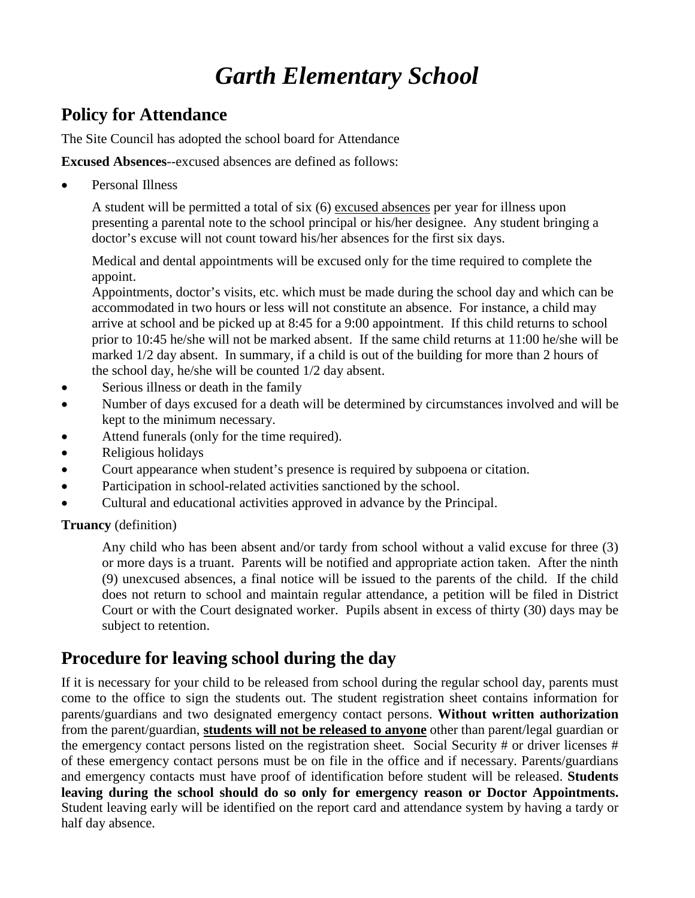# *Garth Elementary School*

## Policy for Attendance

The Site Council has adopted the school board for Attendance

**Excused Absences**--excused absences are defined as follows:

- Personal Illness

  A student will be permitted a total of six (6) <u>excused absences</u> per year for illness upon presenting a parental note to the school principal or his/her designee. Any student bringing a doctor's excuse will not count toward his/her absences for the first six days.

  Medical and dental appointments will be excused only for the time required to complete the appoint.

  Appointments, doctor's visits, etc. which must be made during the school day and which can be accommodated in two hours or less will not constitute an absence. For instance, a child may arrive at school and be picked up at 8:45 for a 9:00 appointment. If this child returns to school prior to 10:45 he/she will not be marked absent. If the same child returns at 11:00 he/she will be marked 1/2 day absent. In summary, if a child is out of the building for more than 2 hours of the school day, he/she will be counted 1/2 day absent.
- Serious illness or death in the family
- Number of days excused for a death will be determined by circumstances involved and will be kept to the minimum necessary.
- Attend funerals (only for the time required).
- Religious holidays
- Court appearance when student's presence is required by subpoena or citation.
- Participation in school-related activities sanctioned by the school.
- Cultural and educational activities approved in advance by the Principal.

**Truancy** (definition)

Any child who has been absent and/or tardy from school without a valid excuse for three (3) or more days is a truant. Parents will be notified and appropriate action taken. After the ninth (9) unexcused absences, a final notice will be issued to the parents of the child. If the child does not return to school and maintain regular attendance, a petition will be filed in District Court or with the Court designated worker. Pupils absent in excess of thirty (30) days may be subject to retention.

## Procedure for leaving school during the day

If it is necessary for your child to be released from school during the regular school day, parents must come to the office to sign the students out. The student registration sheet contains information for parents/guardians and two designated emergency contact persons. **Without written authorization** from the parent/guardian, **<u>students will not be released to anyone</u>** other than parent/legal guardian or the emergency contact persons listed on the registration sheet. Social Security # or driver licenses # of these emergency contact persons must be on file in the office and if necessary. Parents/guardians and emergency contacts must have proof of identification before student will be released. **Students leaving during the school should do so only for emergency reason or Doctor Appointments.** Student leaving early will be identified on the report card and attendance system by having a tardy or half day absence.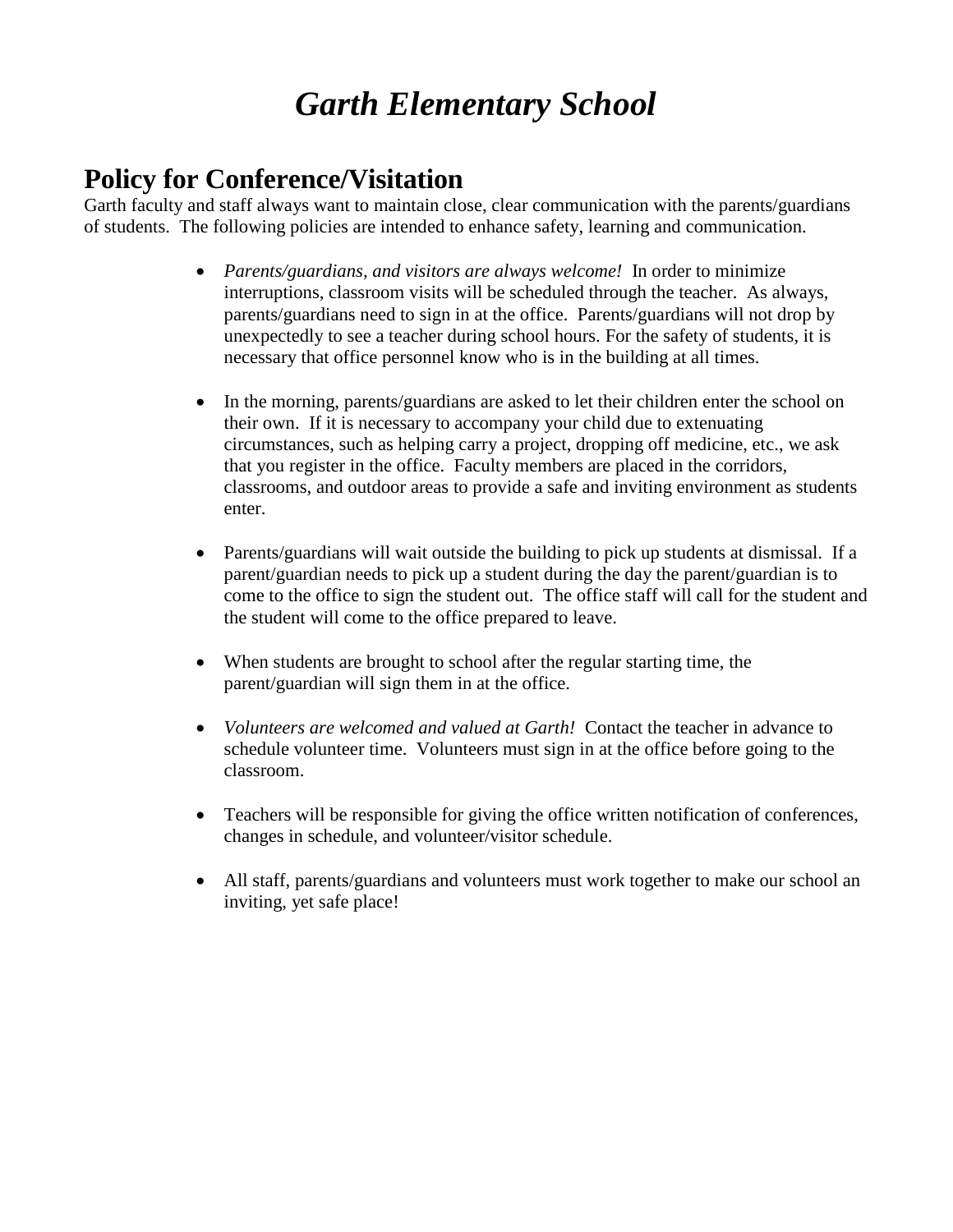# *Garth Elementary School*

## Policy for Conference/Visitation

Garth faculty and staff always want to maintain close, clear communication with the parents/guardians of students. The following policies are intended to enhance safety, learning and communication.

- *Parents/guardians, and visitors are always welcome!* In order to minimize interruptions, classroom visits will be scheduled through the teacher. As always, parents/guardians need to sign in at the office. Parents/guardians will not drop by unexpectedly to see a teacher during school hours. For the safety of students, it is necessary that office personnel know who is in the building at all times.

- In the morning, parents/guardians are asked to let their children enter the school on their own. If it is necessary to accompany your child due to extenuating circumstances, such as helping carry a project, dropping off medicine, etc., we ask that you register in the office. Faculty members are placed in the corridors, classrooms, and outdoor areas to provide a safe and inviting environment as students enter.

- Parents/guardians will wait outside the building to pick up students at dismissal. If a parent/guardian needs to pick up a student during the day the parent/guardian is to come to the office to sign the student out. The office staff will call for the student and the student will come to the office prepared to leave.

- When students are brought to school after the regular starting time, the parent/guardian will sign them in at the office.

- *Volunteers are welcomed and valued at Garth!* Contact the teacher in advance to schedule volunteer time. Volunteers must sign in at the office before going to the classroom.

- Teachers will be responsible for giving the office written notification of conferences, changes in schedule, and volunteer/visitor schedule.

- All staff, parents/guardians and volunteers must work together to make our school an inviting, yet safe place!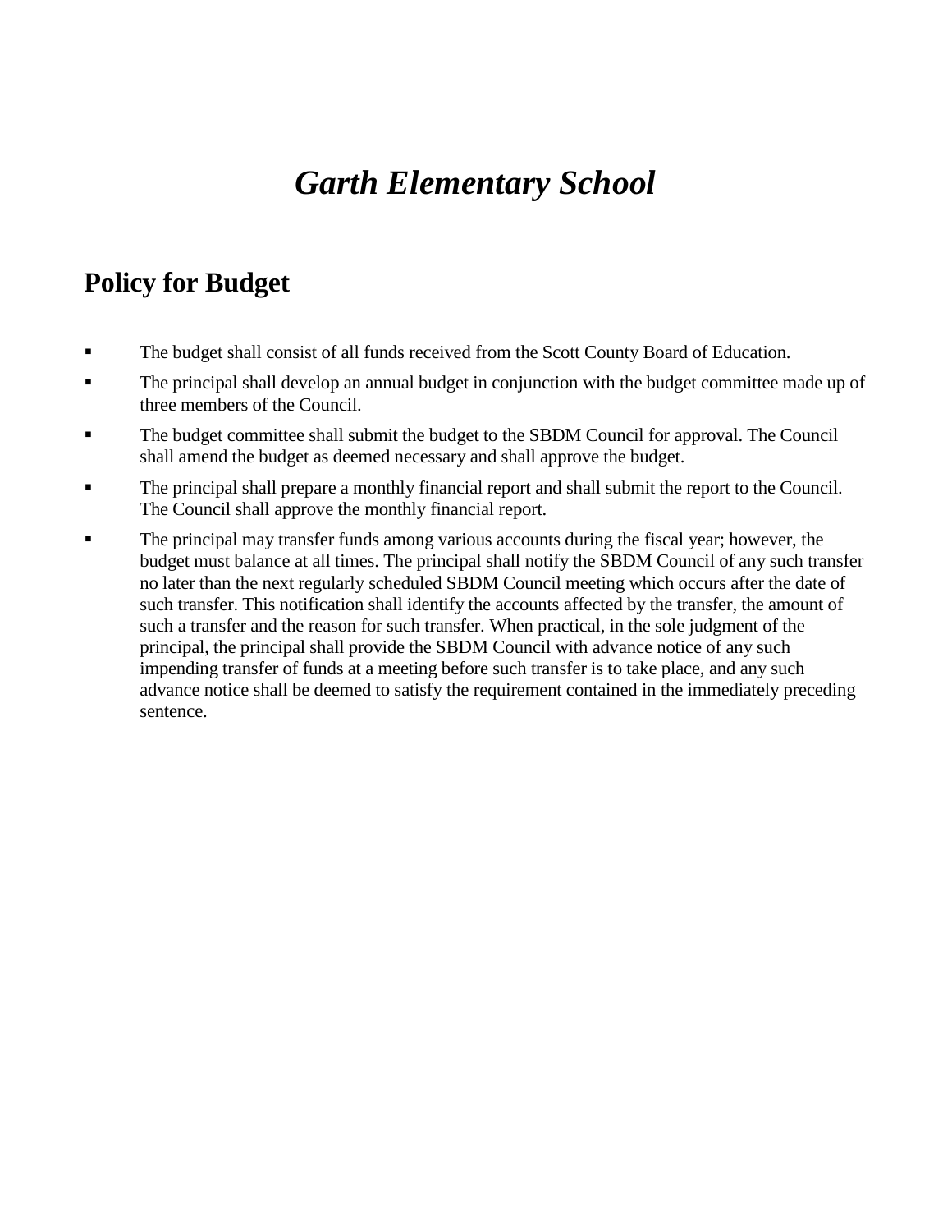# *Garth Elementary School*

## Policy for Budget

- The budget shall consist of all funds received from the Scott County Board of Education.
- The principal shall develop an annual budget in conjunction with the budget committee made up of three members of the Council.
- The budget committee shall submit the budget to the SBDM Council for approval. The Council shall amend the budget as deemed necessary and shall approve the budget.
- The principal shall prepare a monthly financial report and shall submit the report to the Council. The Council shall approve the monthly financial report.
- The principal may transfer funds among various accounts during the fiscal year; however, the budget must balance at all times. The principal shall notify the SBDM Council of any such transfer no later than the next regularly scheduled SBDM Council meeting which occurs after the date of such transfer. This notification shall identify the accounts affected by the transfer, the amount of such a transfer and the reason for such transfer. When practical, in the sole judgment of the principal, the principal shall provide the SBDM Council with advance notice of any such impending transfer of funds at a meeting before such transfer is to take place, and any such advance notice shall be deemed to satisfy the requirement contained in the immediately preceding sentence.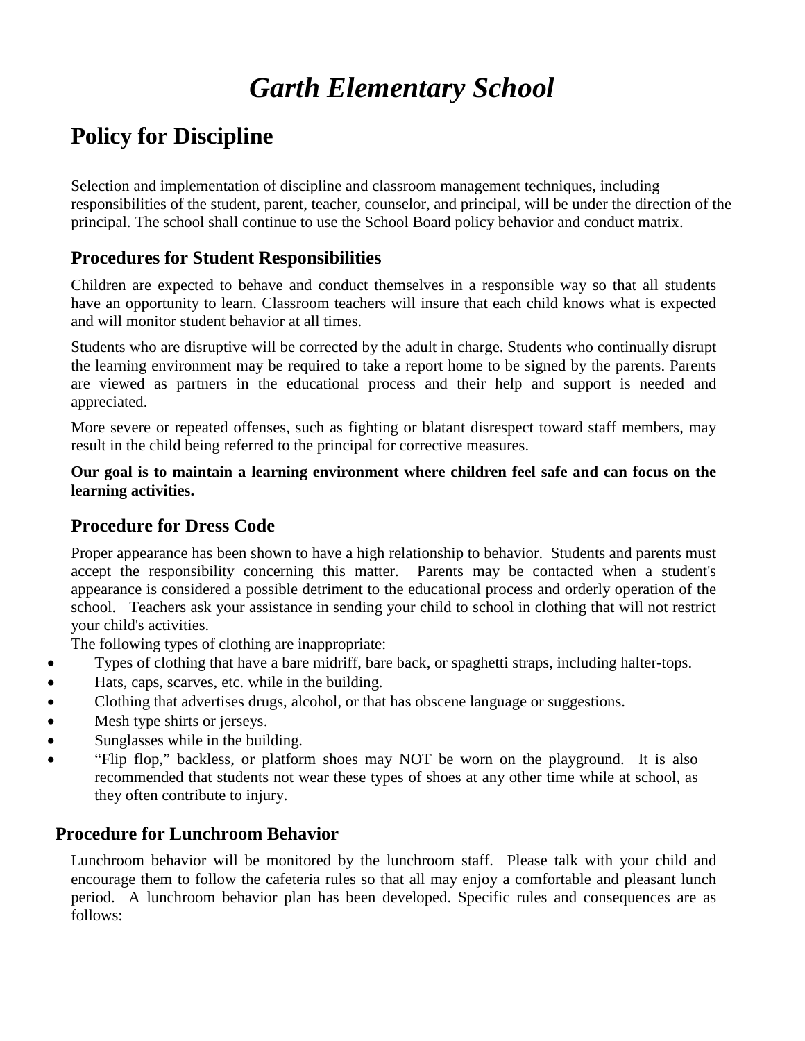# *Garth Elementary School*

## Policy for Discipline

Selection and implementation of discipline and classroom management techniques, including responsibilities of the student, parent, teacher, counselor, and principal, will be under the direction of the principal. The school shall continue to use the School Board policy behavior and conduct matrix.

### Procedures for Student Responsibilities

Children are expected to behave and conduct themselves in a responsible way so that all students have an opportunity to learn. Classroom teachers will insure that each child knows what is expected and will monitor student behavior at all times.

Students who are disruptive will be corrected by the adult in charge. Students who continually disrupt the learning environment may be required to take a report home to be signed by the parents. Parents are viewed as partners in the educational process and their help and support is needed and appreciated.

More severe or repeated offenses, such as fighting or blatant disrespect toward staff members, may result in the child being referred to the principal for corrective measures.

**Our goal is to maintain a learning environment where children feel safe and can focus on the learning activities.**

### Procedure for Dress Code

Proper appearance has been shown to have a high relationship to behavior. Students and parents must accept the responsibility concerning this matter. Parents may be contacted when a student's appearance is considered a possible detriment to the educational process and orderly operation of the school. Teachers ask your assistance in sending your child to school in clothing that will not restrict your child's activities.

The following types of clothing are inappropriate:

- Types of clothing that have a bare midriff, bare back, or spaghetti straps, including halter-tops.
- Hats, caps, scarves, etc. while in the building.
- Clothing that advertises drugs, alcohol, or that has obscene language or suggestions.
- Mesh type shirts or jerseys.
- Sunglasses while in the building.
- "Flip flop," backless, or platform shoes may NOT be worn on the playground. It is also recommended that students not wear these types of shoes at any other time while at school, as they often contribute to injury.

### Procedure for Lunchroom Behavior

Lunchroom behavior will be monitored by the lunchroom staff. Please talk with your child and encourage them to follow the cafeteria rules so that all may enjoy a comfortable and pleasant lunch period. A lunchroom behavior plan has been developed. Specific rules and consequences are as follows: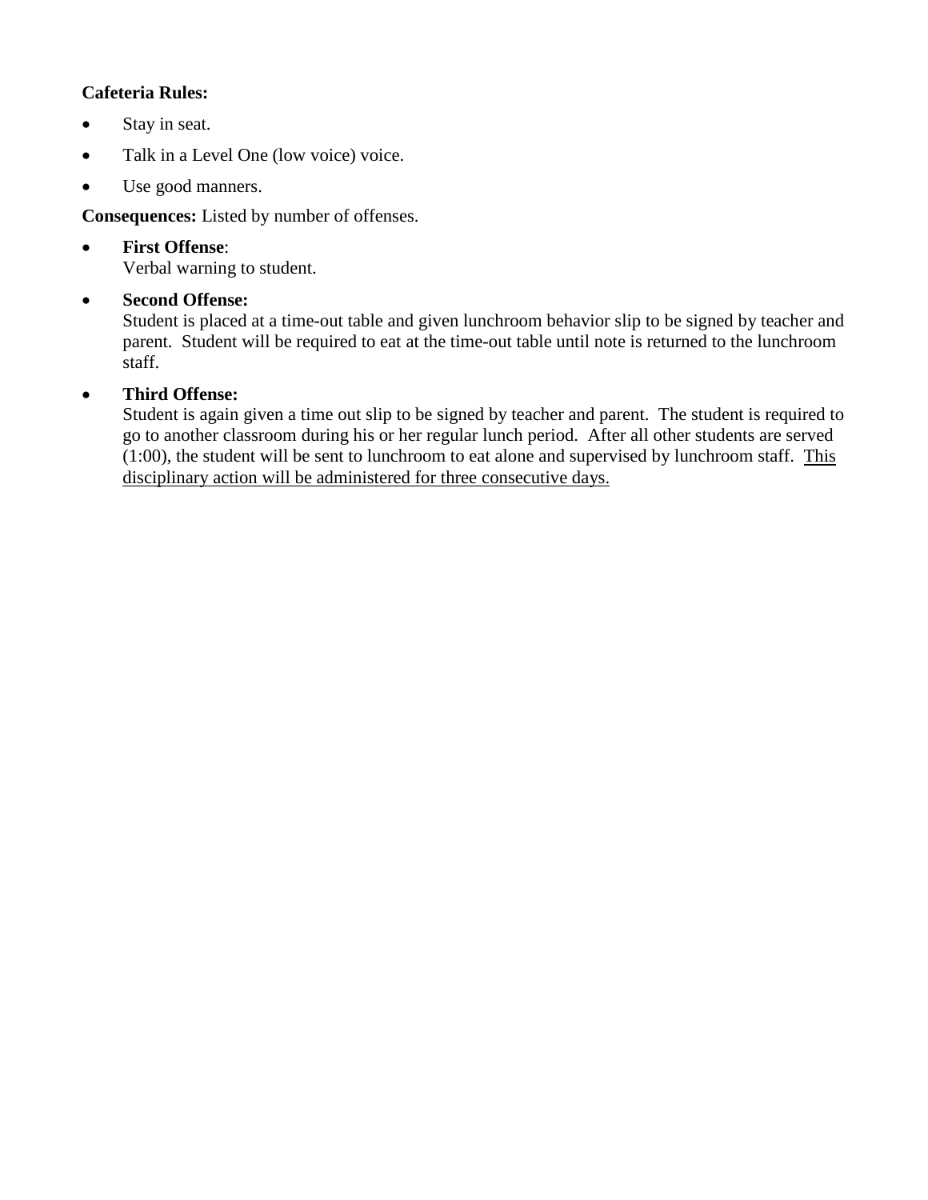**Cafeteria Rules:**

- Stay in seat.
- Talk in a Level One (low voice) voice.
- Use good manners.

**Consequences:** Listed by number of offenses.

- **First Offense**:
  Verbal warning to student.
- **Second Offense:**
  Student is placed at a time-out table and given lunchroom behavior slip to be signed by teacher and parent. Student will be required to eat at the time-out table until note is returned to the lunchroom staff.
- **Third Offense:**
  Student is again given a time out slip to be signed by teacher and parent. The student is required to go to another classroom during his or her regular lunch period. After all other students are served (1:00), the student will be sent to lunchroom to eat alone and supervised by lunchroom staff. <u>This disciplinary action will be administered for three consecutive days.</u>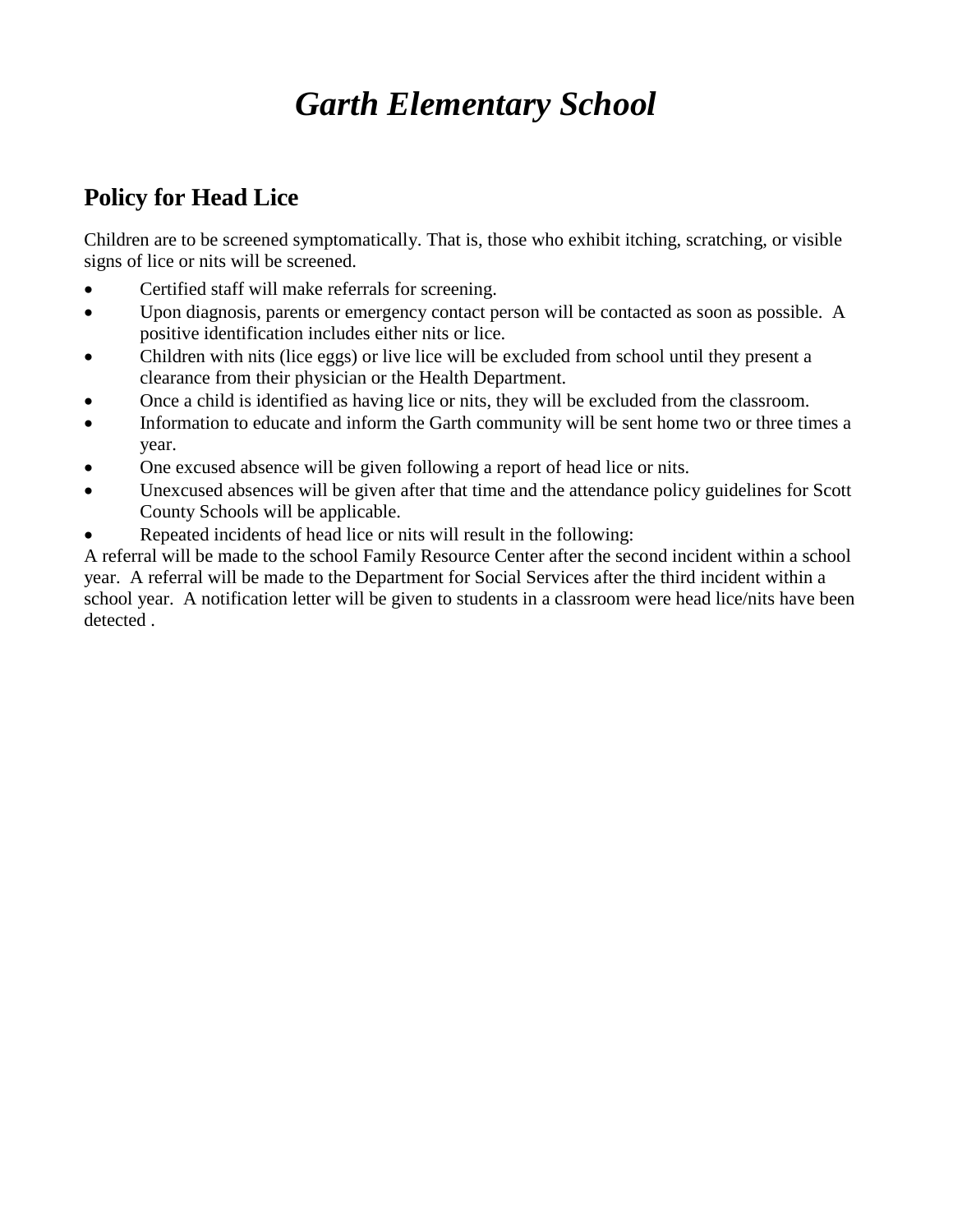# *Garth Elementary School*

## Policy for Head Lice

Children are to be screened symptomatically. That is, those who exhibit itching, scratching, or visible signs of lice or nits will be screened.

- Certified staff will make referrals for screening.
- Upon diagnosis, parents or emergency contact person will be contacted as soon as possible. A positive identification includes either nits or lice.
- Children with nits (lice eggs) or live lice will be excluded from school until they present a clearance from their physician or the Health Department.
- Once a child is identified as having lice or nits, they will be excluded from the classroom.
- Information to educate and inform the Garth community will be sent home two or three times a year.
- One excused absence will be given following a report of head lice or nits.
- Unexcused absences will be given after that time and the attendance policy guidelines for Scott County Schools will be applicable.
- Repeated incidents of head lice or nits will result in the following:

A referral will be made to the school Family Resource Center after the second incident within a school year. A referral will be made to the Department for Social Services after the third incident within a school year. A notification letter will be given to students in a classroom were head lice/nits have been detected .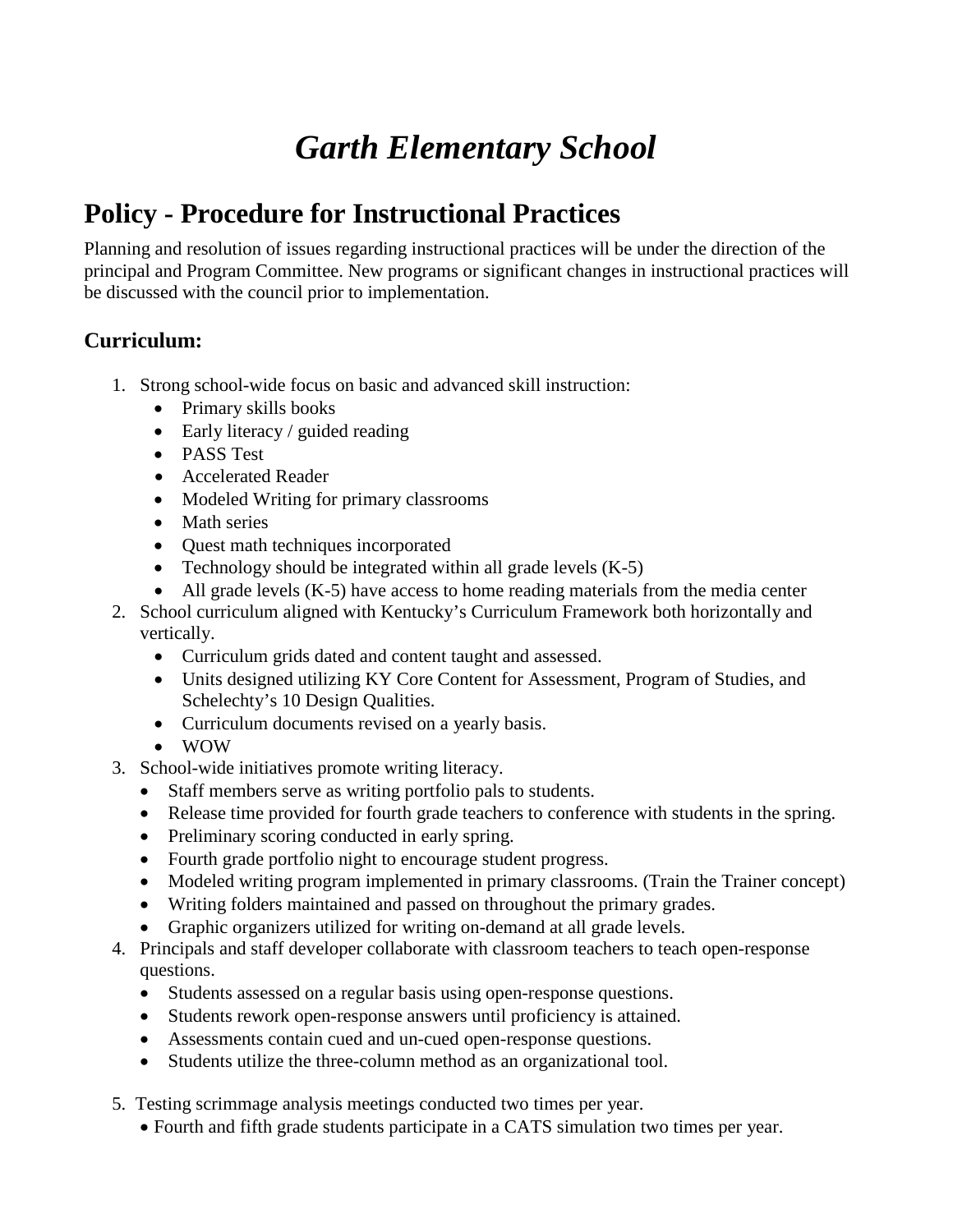# *Garth Elementary School*

## Policy - Procedure for Instructional Practices

Planning and resolution of issues regarding instructional practices will be under the direction of the principal and Program Committee. New programs or significant changes in instructional practices will be discussed with the council prior to implementation.

### Curriculum:

1. Strong school-wide focus on basic and advanced skill instruction:
   - Primary skills books
   - Early literacy / guided reading
   - PASS Test
   - Accelerated Reader
   - Modeled Writing for primary classrooms
   - Math series
   - Quest math techniques incorporated
   - Technology should be integrated within all grade levels (K-5)
   - All grade levels (K-5) have access to home reading materials from the media center
2. School curriculum aligned with Kentucky's Curriculum Framework both horizontally and vertically.
   - Curriculum grids dated and content taught and assessed.
   - Units designed utilizing KY Core Content for Assessment, Program of Studies, and Schelechty's 10 Design Qualities.
   - Curriculum documents revised on a yearly basis.
   - WOW
3. School-wide initiatives promote writing literacy.
   - Staff members serve as writing portfolio pals to students.
   - Release time provided for fourth grade teachers to conference with students in the spring.
   - Preliminary scoring conducted in early spring.
   - Fourth grade portfolio night to encourage student progress.
   - Modeled writing program implemented in primary classrooms. (Train the Trainer concept)
   - Writing folders maintained and passed on throughout the primary grades.
   - Graphic organizers utilized for writing on-demand at all grade levels.
4. Principals and staff developer collaborate with classroom teachers to teach open-response questions.
   - Students assessed on a regular basis using open-response questions.
   - Students rework open-response answers until proficiency is attained.
   - Assessments contain cued and un-cued open-response questions.
   - Students utilize the three-column method as an organizational tool.
5. Testing scrimmage analysis meetings conducted two times per year.
   - Fourth and fifth grade students participate in a CATS simulation two times per year.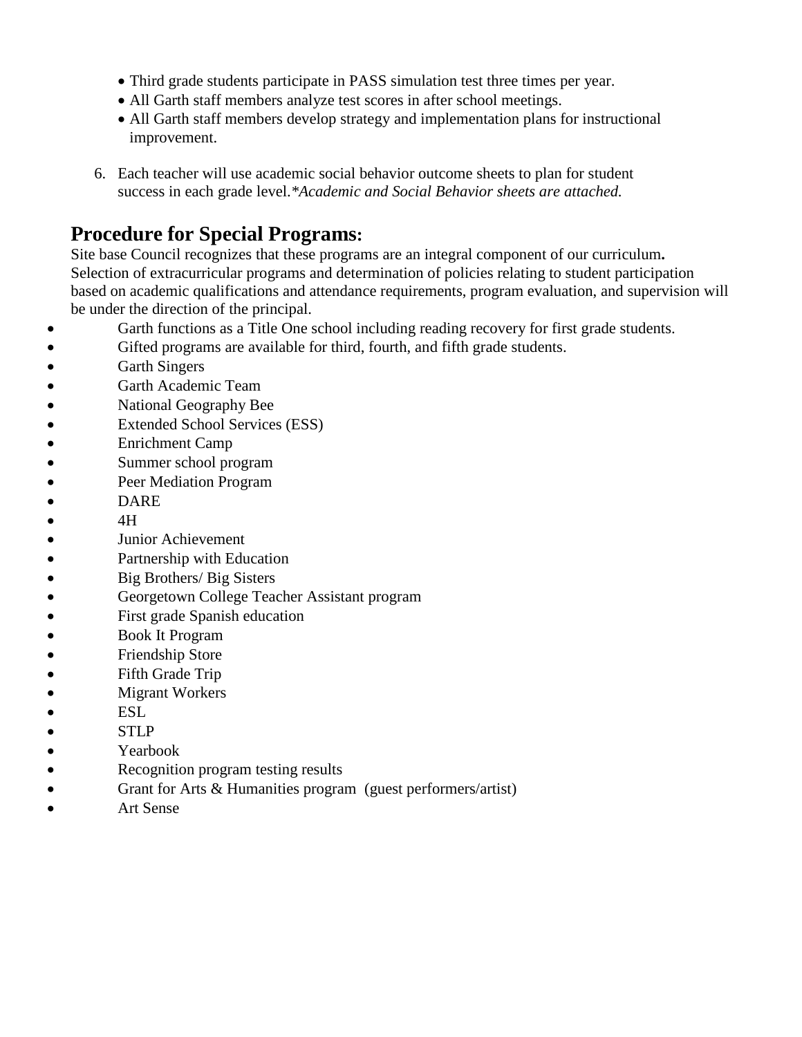- Third grade students participate in PASS simulation test three times per year.
- All Garth staff members analyze test scores in after school meetings.
- All Garth staff members develop strategy and implementation plans for instructional improvement.

6. Each teacher will use academic social behavior outcome sheets to plan for student success in each grade level.*Academic and Social Behavior sheets are attached.*

## Procedure for Special Programs:

Site base Council recognizes that these programs are an integral component of our curriculum**.** Selection of extracurricular programs and determination of policies relating to student participation based on academic qualifications and attendance requirements, program evaluation, and supervision will be under the direction of the principal.

- Garth functions as a Title One school including reading recovery for first grade students.
- Gifted programs are available for third, fourth, and fifth grade students.
- Garth Singers
- Garth Academic Team
- National Geography Bee
- Extended School Services (ESS)
- Enrichment Camp
- Summer school program
- Peer Mediation Program
- DARE
- 4H
- Junior Achievement
- Partnership with Education
- Big Brothers/ Big Sisters
- Georgetown College Teacher Assistant program
- First grade Spanish education
- Book It Program
- Friendship Store
- Fifth Grade Trip
- Migrant Workers
- ESL
- STLP
- Yearbook
- Recognition program testing results
- Grant for Arts & Humanities program (guest performers/artist)
- Art Sense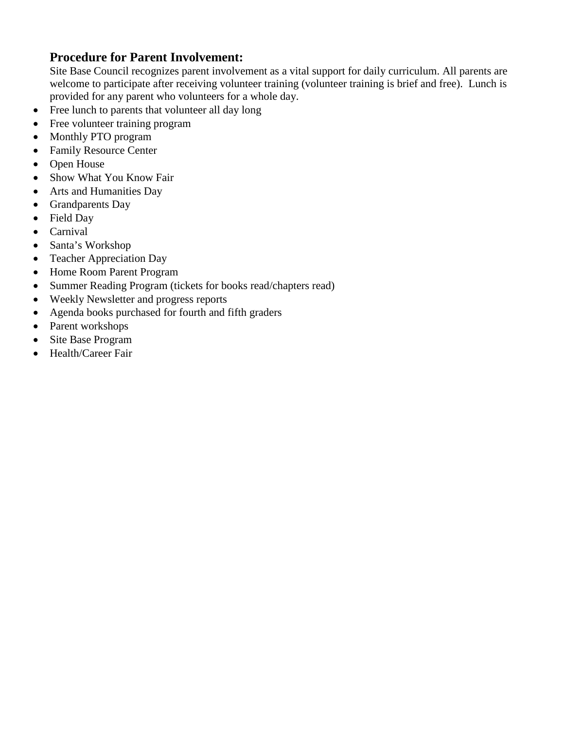## Procedure for Parent Involvement:

Site Base Council recognizes parent involvement as a vital support for daily curriculum. All parents are welcome to participate after receiving volunteer training (volunteer training is brief and free). Lunch is provided for any parent who volunteers for a whole day.

- Free lunch to parents that volunteer all day long
- Free volunteer training program
- Monthly PTO program
- Family Resource Center
- Open House
- Show What You Know Fair
- Arts and Humanities Day
- Grandparents Day
- Field Day
- Carnival
- Santa's Workshop
- Teacher Appreciation Day
- Home Room Parent Program
- Summer Reading Program (tickets for books read/chapters read)
- Weekly Newsletter and progress reports
- Agenda books purchased for fourth and fifth graders
- Parent workshops
- Site Base Program
- Health/Career Fair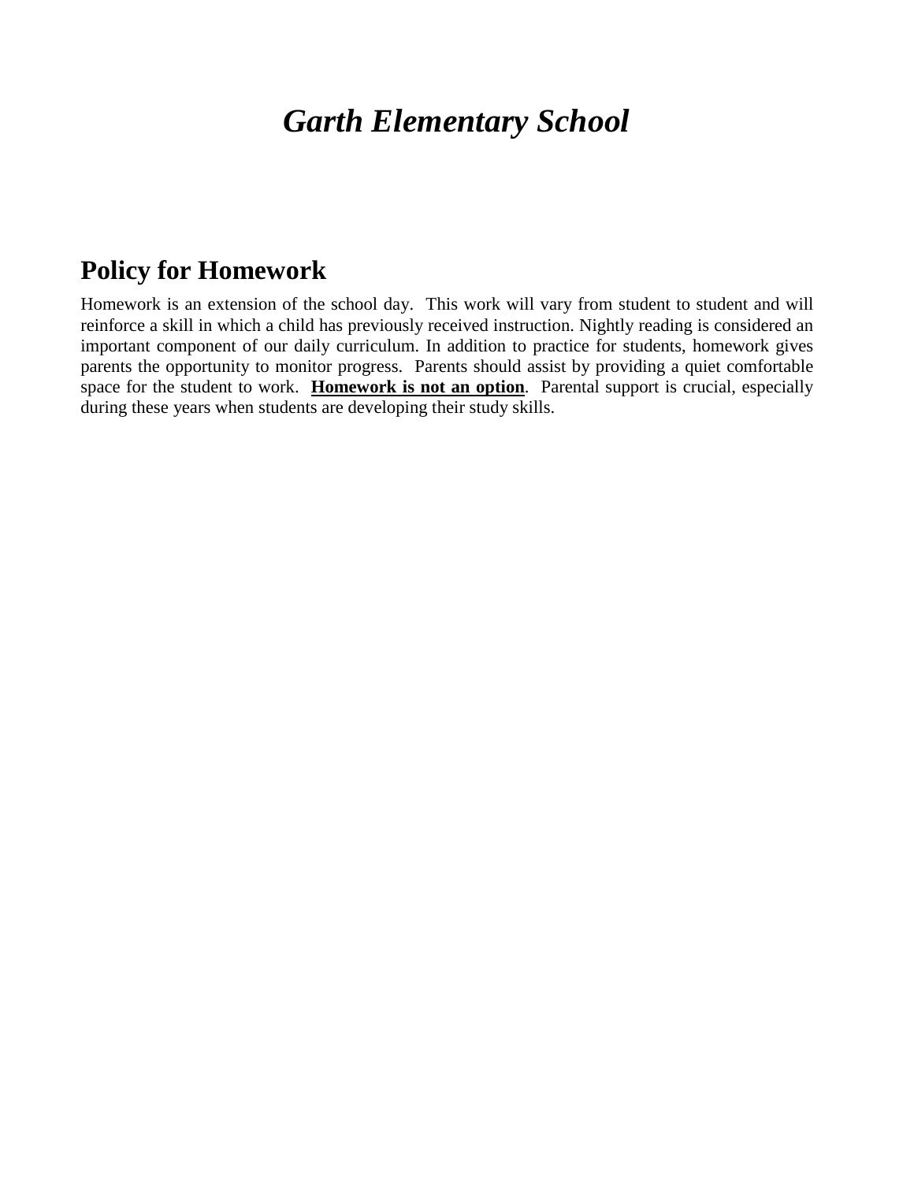# *Garth Elementary School*

## Policy for Homework

Homework is an extension of the school day. This work will vary from student to student and will reinforce a skill in which a child has previously received instruction. Nightly reading is considered an important component of our daily curriculum. In addition to practice for students, homework gives parents the opportunity to monitor progress. Parents should assist by providing a quiet comfortable space for the student to work. **<u>Homework is not an option</u>**. Parental support is crucial, especially during these years when students are developing their study skills.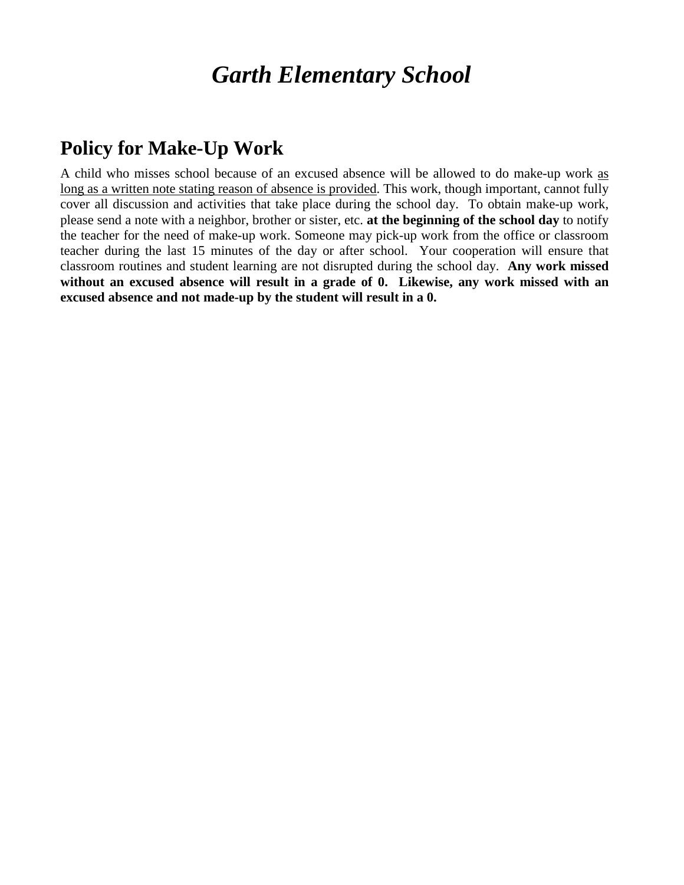# *Garth Elementary School*

## Policy for Make-Up Work

A child who misses school because of an excused absence will be allowed to do make-up work <u>as long as a written note stating reason of absence is provided</u>. This work, though important, cannot fully cover all discussion and activities that take place during the school day. To obtain make-up work, please send a note with a neighbor, brother or sister, etc. **at the beginning of the school day** to notify the teacher for the need of make-up work. Someone may pick-up work from the office or classroom teacher during the last 15 minutes of the day or after school. Your cooperation will ensure that classroom routines and student learning are not disrupted during the school day. **Any work missed without an excused absence will result in a grade of 0. Likewise, any work missed with an excused absence and not made-up by the student will result in a 0.**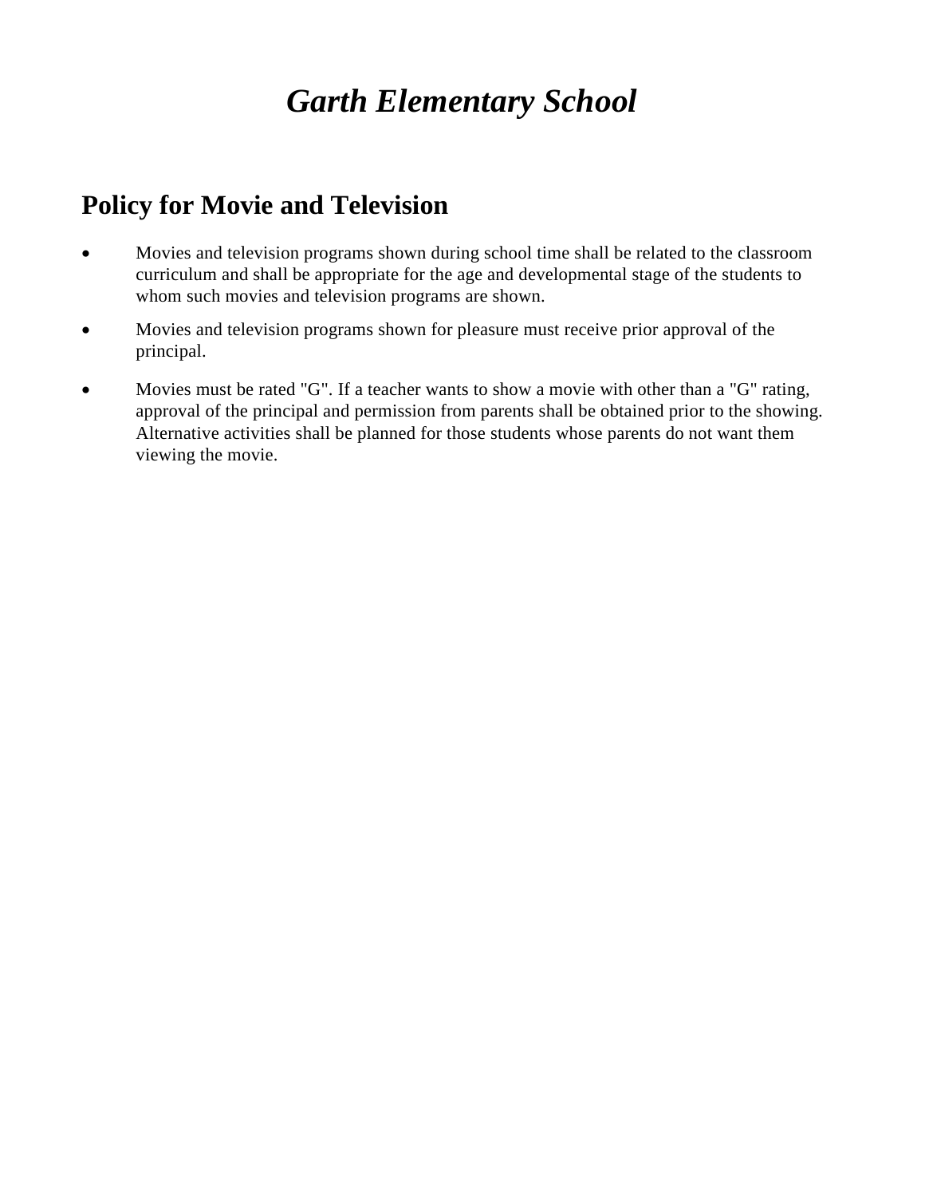# *Garth Elementary School*

## Policy for Movie and Television

- Movies and television programs shown during school time shall be related to the classroom curriculum and shall be appropriate for the age and developmental stage of the students to whom such movies and television programs are shown.
- Movies and television programs shown for pleasure must receive prior approval of the principal.
- Movies must be rated "G". If a teacher wants to show a movie with other than a "G" rating, approval of the principal and permission from parents shall be obtained prior to the showing. Alternative activities shall be planned for those students whose parents do not want them viewing the movie.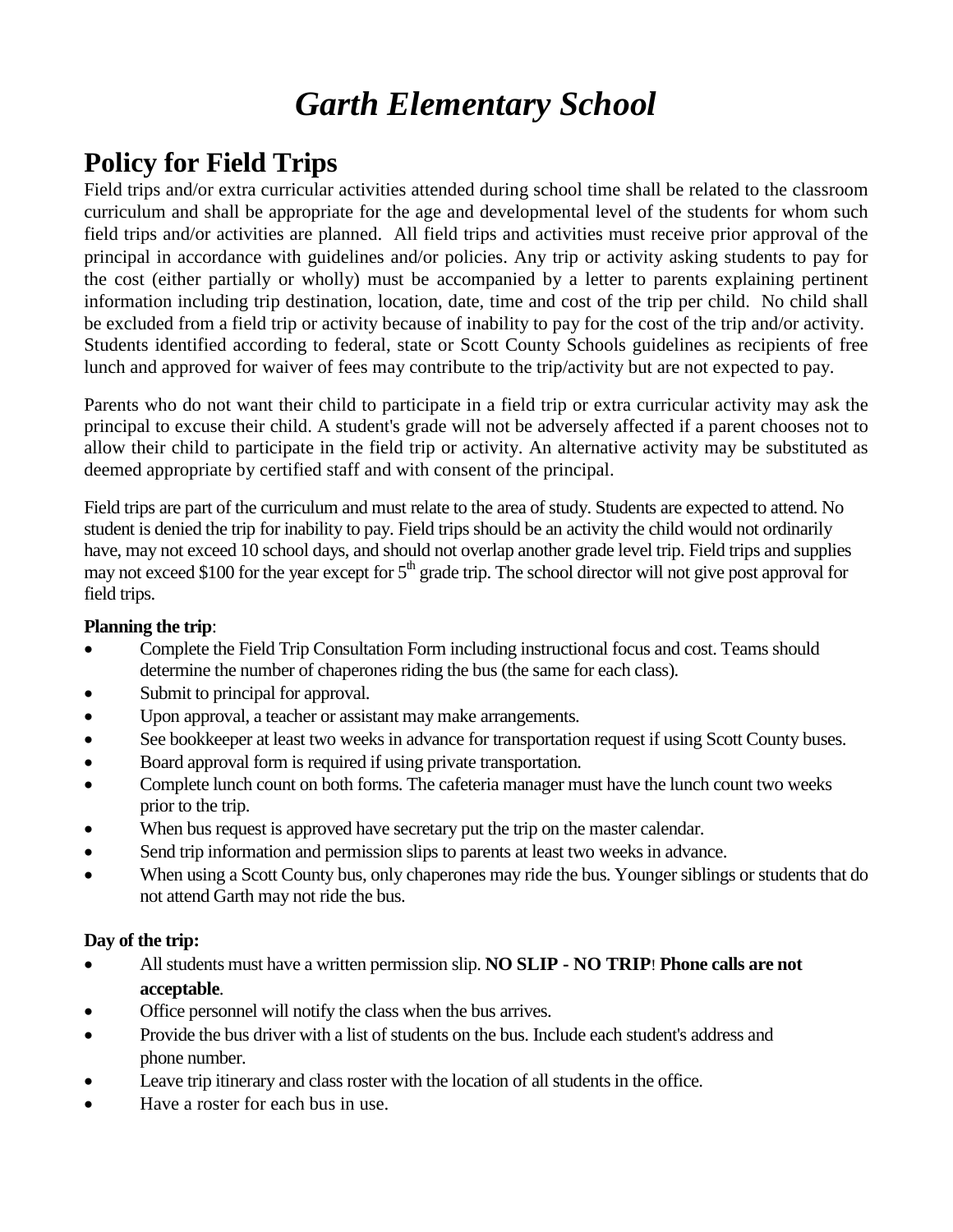# *Garth Elementary School*

## Policy for Field Trips

Field trips and/or extra curricular activities attended during school time shall be related to the classroom curriculum and shall be appropriate for the age and developmental level of the students for whom such field trips and/or activities are planned. All field trips and activities must receive prior approval of the principal in accordance with guidelines and/or policies. Any trip or activity asking students to pay for the cost (either partially or wholly) must be accompanied by a letter to parents explaining pertinent information including trip destination, location, date, time and cost of the trip per child. No child shall be excluded from a field trip or activity because of inability to pay for the cost of the trip and/or activity. Students identified according to federal, state or Scott County Schools guidelines as recipients of free lunch and approved for waiver of fees may contribute to the trip/activity but are not expected to pay.

Parents who do not want their child to participate in a field trip or extra curricular activity may ask the principal to excuse their child. A student's grade will not be adversely affected if a parent chooses not to allow their child to participate in the field trip or activity. An alternative activity may be substituted as deemed appropriate by certified staff and with consent of the principal.

Field trips are part of the curriculum and must relate to the area of study. Students are expected to attend. No student is denied the trip for inability to pay. Field trips should be an activity the child would not ordinarily have, may not exceed 10 school days, and should not overlap another grade level trip. Field trips and supplies may not exceed $100 for the year except for 5th grade trip. The school director will not give post approval for field trips.

**Planning the trip**:

- Complete the Field Trip Consultation Form including instructional focus and cost. Teams should determine the number of chaperones riding the bus (the same for each class).
- Submit to principal for approval.
- Upon approval, a teacher or assistant may make arrangements.
- See bookkeeper at least two weeks in advance for transportation request if using Scott County buses.
- Board approval form is required if using private transportation.
- Complete lunch count on both forms. The cafeteria manager must have the lunch count two weeks prior to the trip.
- When bus request is approved have secretary put the trip on the master calendar.
- Send trip information and permission slips to parents at least two weeks in advance.
- When using a Scott County bus, only chaperones may ride the bus. Younger siblings or students that do not attend Garth may not ride the bus.

**Day of the trip:**

- All students must have a written permission slip. **NO SLIP - NO TRIP**! **Phone calls are not acceptable**.
- Office personnel will notify the class when the bus arrives.
- Provide the bus driver with a list of students on the bus. Include each student's address and phone number.
- Leave trip itinerary and class roster with the location of all students in the office.
- Have a roster for each bus in use.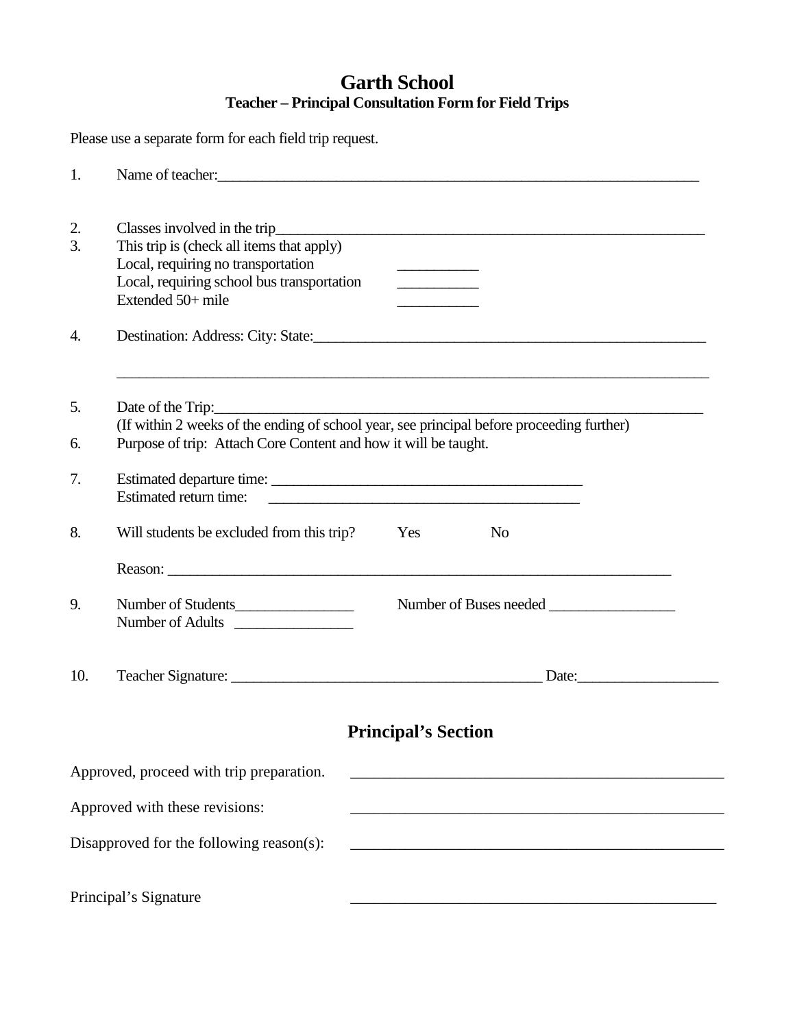# Garth School

## Teacher – Principal Consultation Form for Field Trips

Please use a separate form for each field trip request.

1. Name of teacher:_______________________________________________________________

2. Classes involved in the trip______________________________________________________
3. This trip is (check all items that apply)
   Local, requiring no transportation __________
   Local, requiring school bus transportation __________
   Extended 50+ mile __________

4. Destination: Address: City: State:_________________________________________________

   ___________________________________________________________________________

5. Date of the Trip:_______________________________________________________________
   (If within 2 weeks of the ending of school year, see principal before proceeding further)
6. Purpose of trip: Attach Core Content and how it will be taught.

7. Estimated departure time: ______________________________________
   Estimated return time: ______________________________________

8. Will students be excluded from this trip? Yes No

   Reason: _________________________________________________________________

9. Number of Students_______________ Number of Buses needed _______________
   Number of Adults _______________

10. Teacher Signature: ______________________________________ Date:________________

## Principal's Section

Approved, proceed with trip preparation. _____________________________________________

Approved with these revisions: _____________________________________________

Disapproved for the following reason(s): _____________________________________________

Principal's Signature _____________________________________________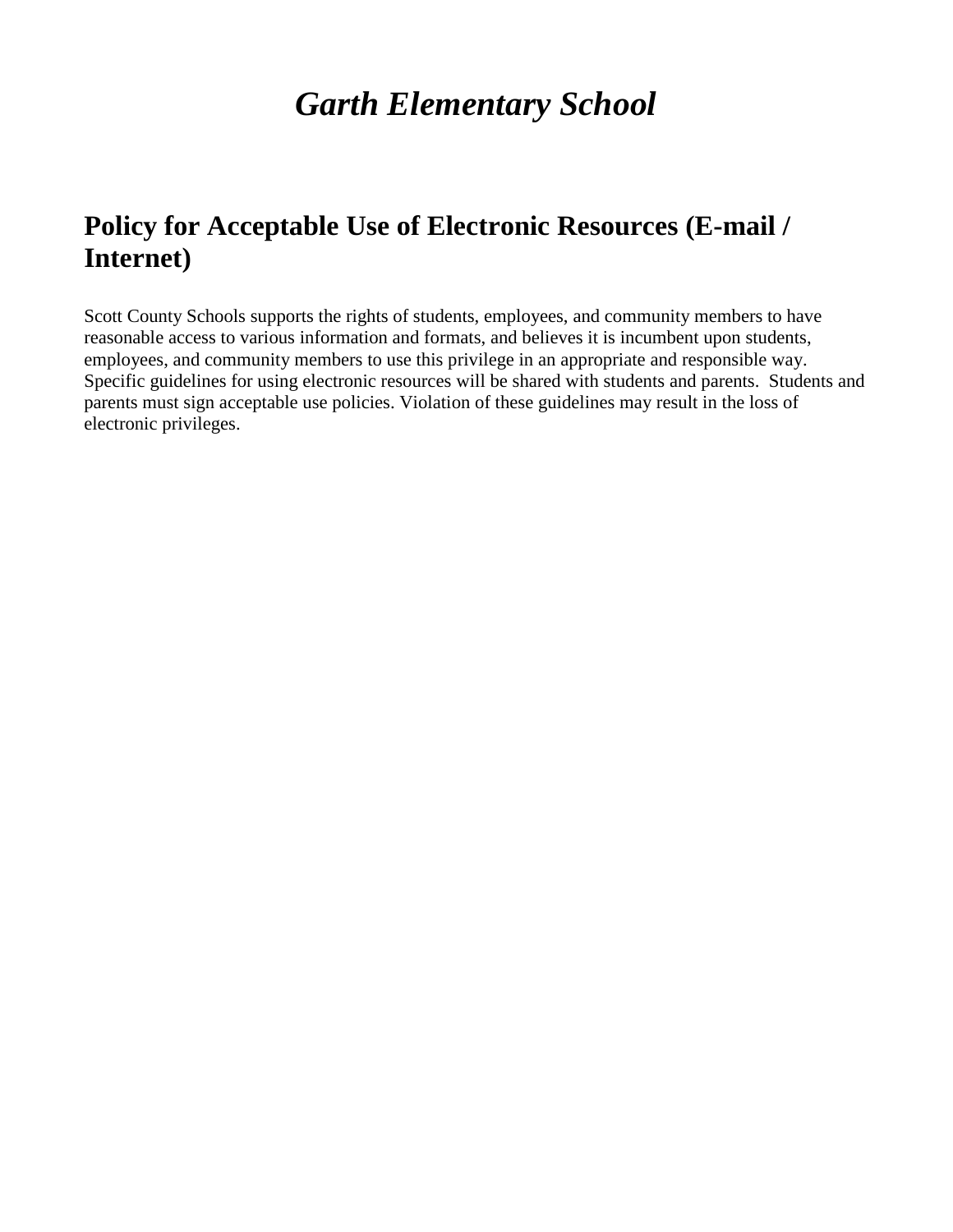# *Garth Elementary School*

## Policy for Acceptable Use of Electronic Resources (E-mail / Internet)

Scott County Schools supports the rights of students, employees, and community members to have reasonable access to various information and formats, and believes it is incumbent upon students, employees, and community members to use this privilege in an appropriate and responsible way. Specific guidelines for using electronic resources will be shared with students and parents. Students and parents must sign acceptable use policies. Violation of these guidelines may result in the loss of electronic privileges.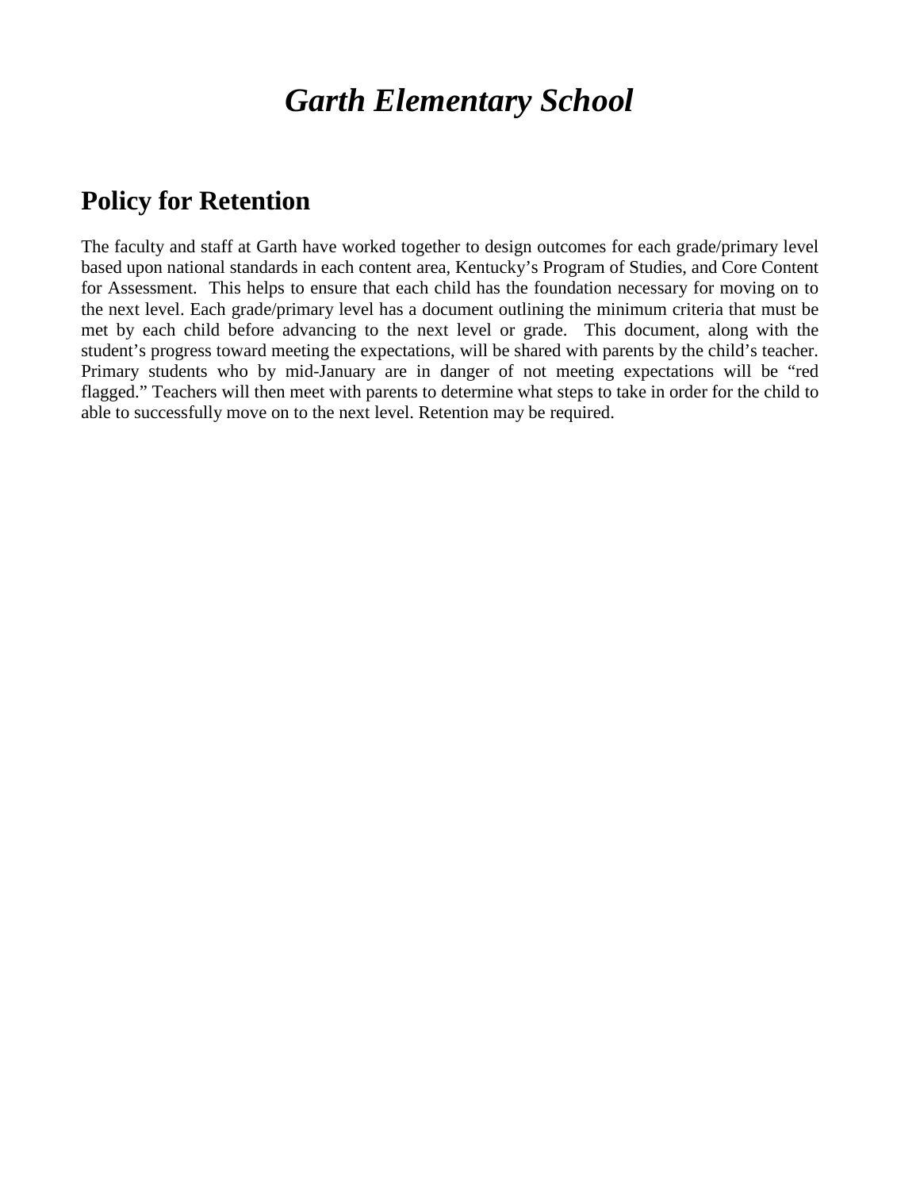# *Garth Elementary School*

## Policy for Retention

The faculty and staff at Garth have worked together to design outcomes for each grade/primary level based upon national standards in each content area, Kentucky's Program of Studies, and Core Content for Assessment. This helps to ensure that each child has the foundation necessary for moving on to the next level. Each grade/primary level has a document outlining the minimum criteria that must be met by each child before advancing to the next level or grade. This document, along with the student's progress toward meeting the expectations, will be shared with parents by the child's teacher. Primary students who by mid-January are in danger of not meeting expectations will be "red flagged." Teachers will then meet with parents to determine what steps to take in order for the child to able to successfully move on to the next level. Retention may be required.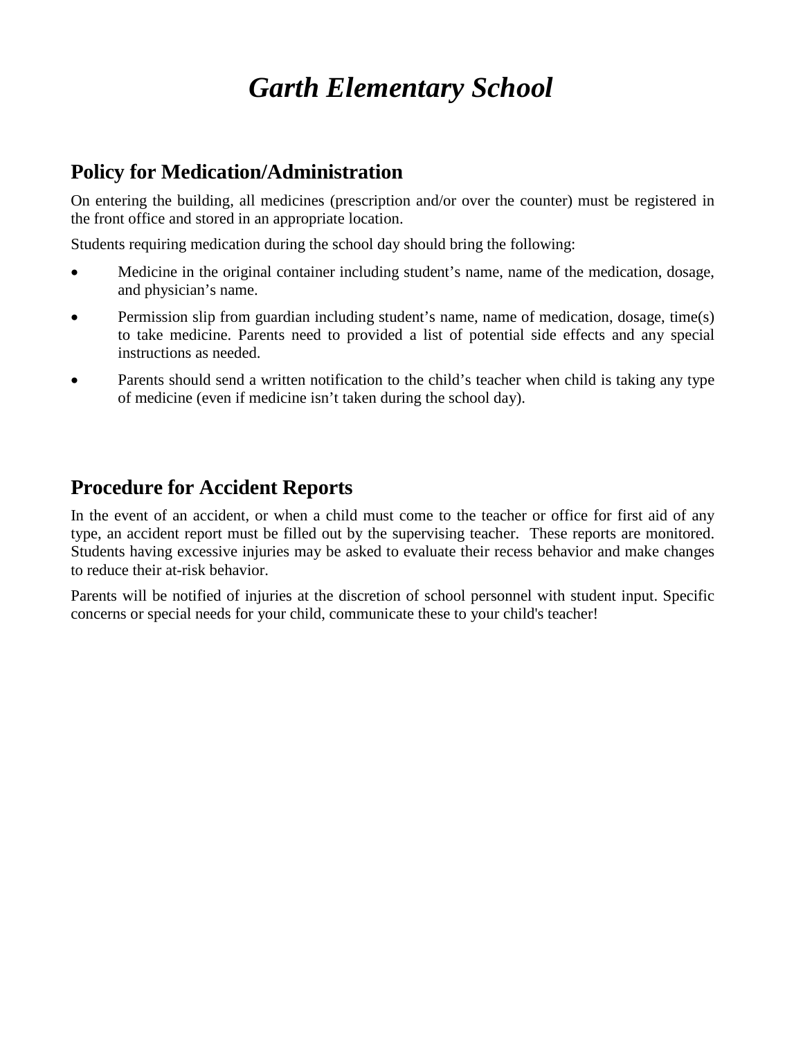# *Garth Elementary School*

## Policy for Medication/Administration

On entering the building, all medicines (prescription and/or over the counter) must be registered in the front office and stored in an appropriate location.

Students requiring medication during the school day should bring the following:

- Medicine in the original container including student's name, name of the medication, dosage, and physician's name.
- Permission slip from guardian including student's name, name of medication, dosage, time(s) to take medicine. Parents need to provided a list of potential side effects and any special instructions as needed.
- Parents should send a written notification to the child's teacher when child is taking any type of medicine (even if medicine isn't taken during the school day).

## Procedure for Accident Reports

In the event of an accident, or when a child must come to the teacher or office for first aid of any type, an accident report must be filled out by the supervising teacher. These reports are monitored. Students having excessive injuries may be asked to evaluate their recess behavior and make changes to reduce their at-risk behavior.

Parents will be notified of injuries at the discretion of school personnel with student input. Specific concerns or special needs for your child, communicate these to your child's teacher!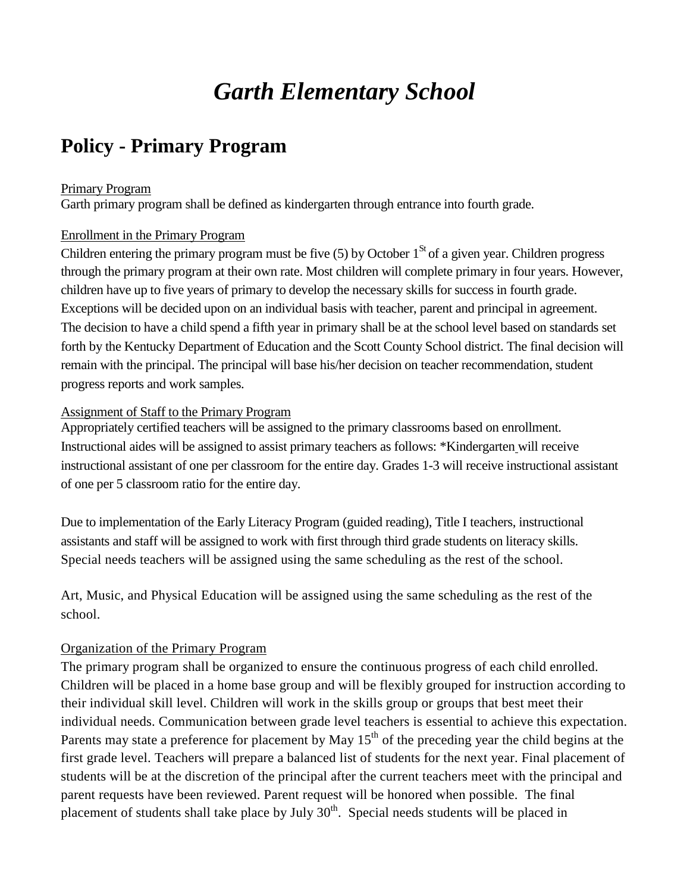# *Garth Elementary School*

## Policy - Primary Program

Primary Program

Garth primary program shall be defined as kindergarten through entrance into fourth grade.

Enrollment in the Primary Program

Children entering the primary program must be five (5) by October 1st of a given year. Children progress through the primary program at their own rate. Most children will complete primary in four years. However, children have up to five years of primary to develop the necessary skills for success in fourth grade. Exceptions will be decided upon on an individual basis with teacher, parent and principal in agreement. The decision to have a child spend a fifth year in primary shall be at the school level based on standards set forth by the Kentucky Department of Education and the Scott County School district. The final decision will remain with the principal. The principal will base his/her decision on teacher recommendation, student progress reports and work samples.

Assignment of Staff to the Primary Program

Appropriately certified teachers will be assigned to the primary classrooms based on enrollment. Instructional aides will be assigned to assist primary teachers as follows: *Kindergarten will receive instructional assistant of one per classroom for the entire day. Grades 1-3 will receive instructional assistant of one per 5 classroom ratio for the entire day.

Due to implementation of the Early Literacy Program (guided reading), Title I teachers, instructional assistants and staff will be assigned to work with first through third grade students on literacy skills. Special needs teachers will be assigned using the same scheduling as the rest of the school.

Art, Music, and Physical Education will be assigned using the same scheduling as the rest of the school.

Organization of the Primary Program

The primary program shall be organized to ensure the continuous progress of each child enrolled. Children will be placed in a home base group and will be flexibly grouped for instruction according to their individual skill level. Children will work in the skills group or groups that best meet their individual needs. Communication between grade level teachers is essential to achieve this expectation. Parents may state a preference for placement by May 15th of the preceding year the child begins at the first grade level. Teachers will prepare a balanced list of students for the next year. Final placement of students will be at the discretion of the principal after the current teachers meet with the principal and parent requests have been reviewed. Parent request will be honored when possible. The final placement of students shall take place by July 30th. Special needs students will be placed in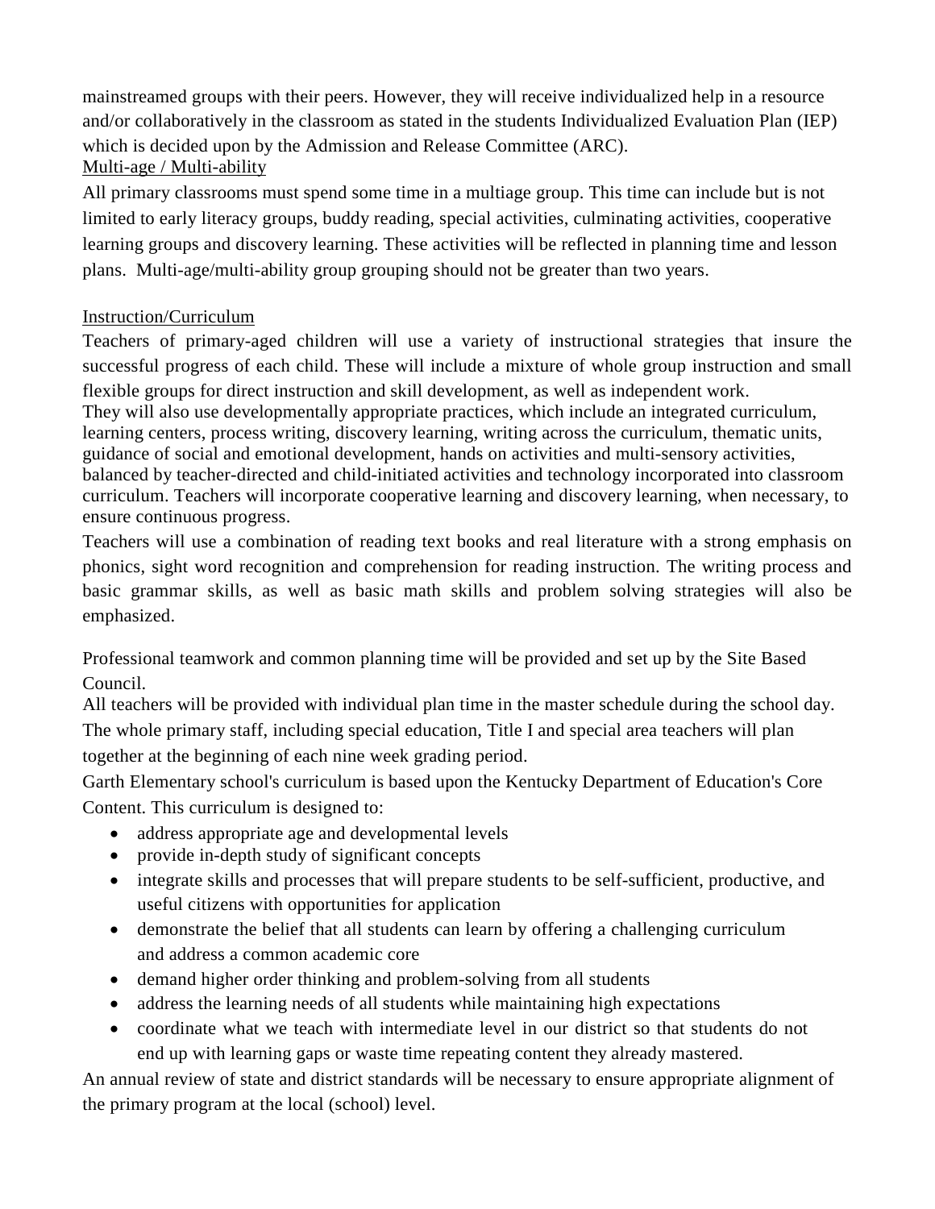mainstreamed groups with their peers. However, they will receive individualized help in a resource and/or collaboratively in the classroom as stated in the students Individualized Evaluation Plan (IEP) which is decided upon by the Admission and Release Committee (ARC).

<u>Multi-age / Multi-ability</u>

All primary classrooms must spend some time in a multiage group. This time can include but is not limited to early literacy groups, buddy reading, special activities, culminating activities, cooperative learning groups and discovery learning. These activities will be reflected in planning time and lesson plans. Multi-age/multi-ability group grouping should not be greater than two years.

<u>Instruction/Curriculum</u>

Teachers of primary-aged children will use a variety of instructional strategies that insure the successful progress of each child. These will include a mixture of whole group instruction and small flexible groups for direct instruction and skill development, as well as independent work.

They will also use developmentally appropriate practices, which include an integrated curriculum, learning centers, process writing, discovery learning, writing across the curriculum, thematic units, guidance of social and emotional development, hands on activities and multi-sensory activities, balanced by teacher-directed and child-initiated activities and technology incorporated into classroom curriculum. Teachers will incorporate cooperative learning and discovery learning, when necessary, to ensure continuous progress.

Teachers will use a combination of reading text books and real literature with a strong emphasis on phonics, sight word recognition and comprehension for reading instruction. The writing process and basic grammar skills, as well as basic math skills and problem solving strategies will also be emphasized.

Professional teamwork and common planning time will be provided and set up by the Site Based Council.

All teachers will be provided with individual plan time in the master schedule during the school day.

The whole primary staff, including special education, Title I and special area teachers will plan together at the beginning of each nine week grading period.

Garth Elementary school's curriculum is based upon the Kentucky Department of Education's Core Content. This curriculum is designed to:

- address appropriate age and developmental levels
- provide in-depth study of significant concepts
- integrate skills and processes that will prepare students to be self-sufficient, productive, and useful citizens with opportunities for application
- demonstrate the belief that all students can learn by offering a challenging curriculum and address a common academic core
- demand higher order thinking and problem-solving from all students
- address the learning needs of all students while maintaining high expectations
- coordinate what we teach with intermediate level in our district so that students do not end up with learning gaps or waste time repeating content they already mastered.

An annual review of state and district standards will be necessary to ensure appropriate alignment of the primary program at the local (school) level.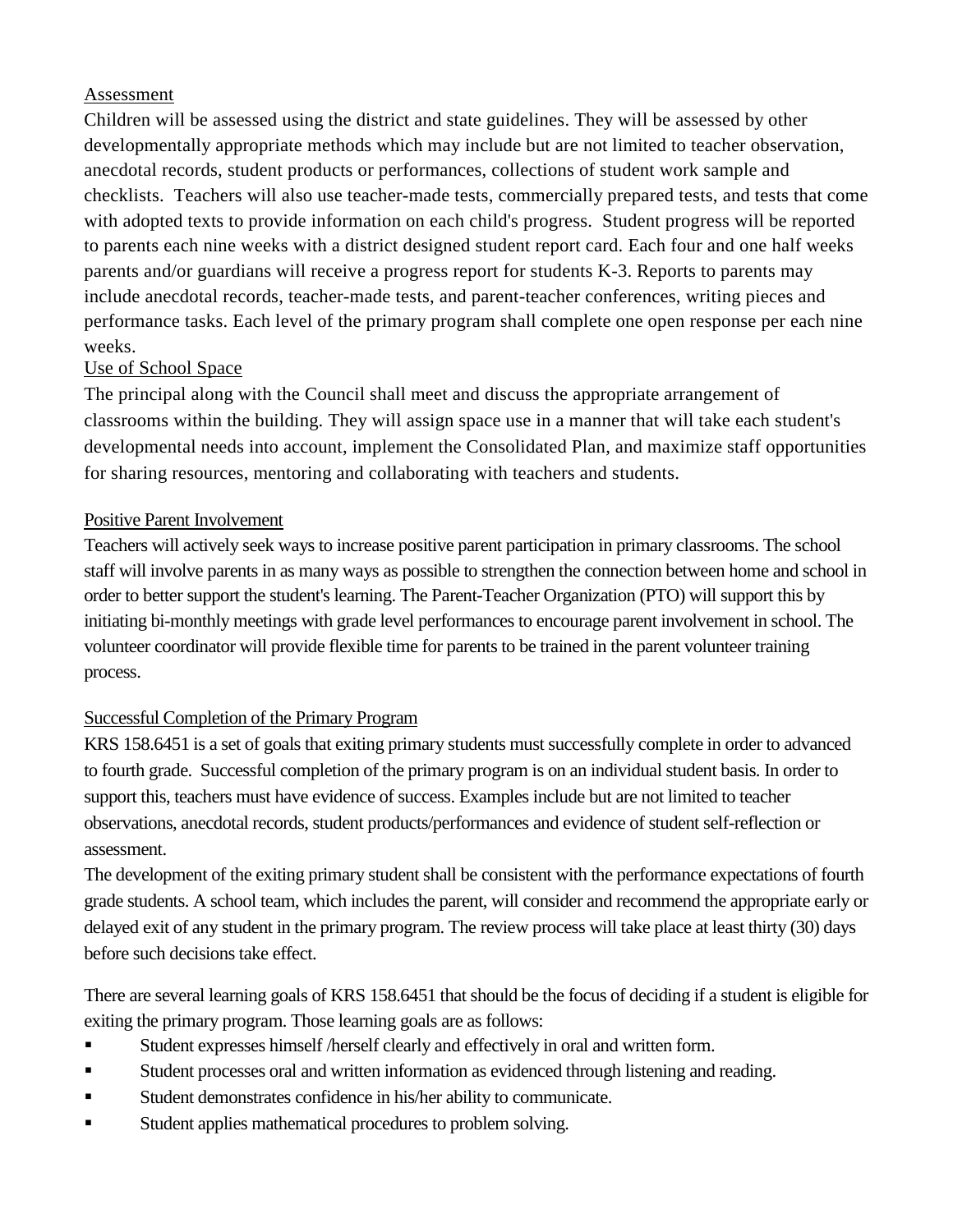Assessment

Children will be assessed using the district and state guidelines. They will be assessed by other developmentally appropriate methods which may include but are not limited to teacher observation, anecdotal records, student products or performances, collections of student work sample and checklists. Teachers will also use teacher-made tests, commercially prepared tests, and tests that come with adopted texts to provide information on each child's progress. Student progress will be reported to parents each nine weeks with a district designed student report card. Each four and one half weeks parents and/or guardians will receive a progress report for students K-3. Reports to parents may include anecdotal records, teacher-made tests, and parent-teacher conferences, writing pieces and performance tasks. Each level of the primary program shall complete one open response per each nine weeks.

Use of School Space

The principal along with the Council shall meet and discuss the appropriate arrangement of classrooms within the building. They will assign space use in a manner that will take each student's developmental needs into account, implement the Consolidated Plan, and maximize staff opportunities for sharing resources, mentoring and collaborating with teachers and students.

Positive Parent Involvement

Teachers will actively seek ways to increase positive parent participation in primary classrooms. The school staff will involve parents in as many ways as possible to strengthen the connection between home and school in order to better support the student's learning. The Parent-Teacher Organization (PTO) will support this by initiating bi-monthly meetings with grade level performances to encourage parent involvement in school. The volunteer coordinator will provide flexible time for parents to be trained in the parent volunteer training process.

Successful Completion of the Primary Program

KRS 158.6451 is a set of goals that exiting primary students must successfully complete in order to advanced to fourth grade. Successful completion of the primary program is on an individual student basis. In order to support this, teachers must have evidence of success. Examples include but are not limited to teacher observations, anecdotal records, student products/performances and evidence of student self-reflection or assessment.

The development of the exiting primary student shall be consistent with the performance expectations of fourth grade students. A school team, which includes the parent, will consider and recommend the appropriate early or delayed exit of any student in the primary program. The review process will take place at least thirty (30) days before such decisions take effect.

There are several learning goals of KRS 158.6451 that should be the focus of deciding if a student is eligible for exiting the primary program. Those learning goals are as follows:

- Student expresses himself /herself clearly and effectively in oral and written form.
- Student processes oral and written information as evidenced through listening and reading.
- Student demonstrates confidence in his/her ability to communicate.
- Student applies mathematical procedures to problem solving.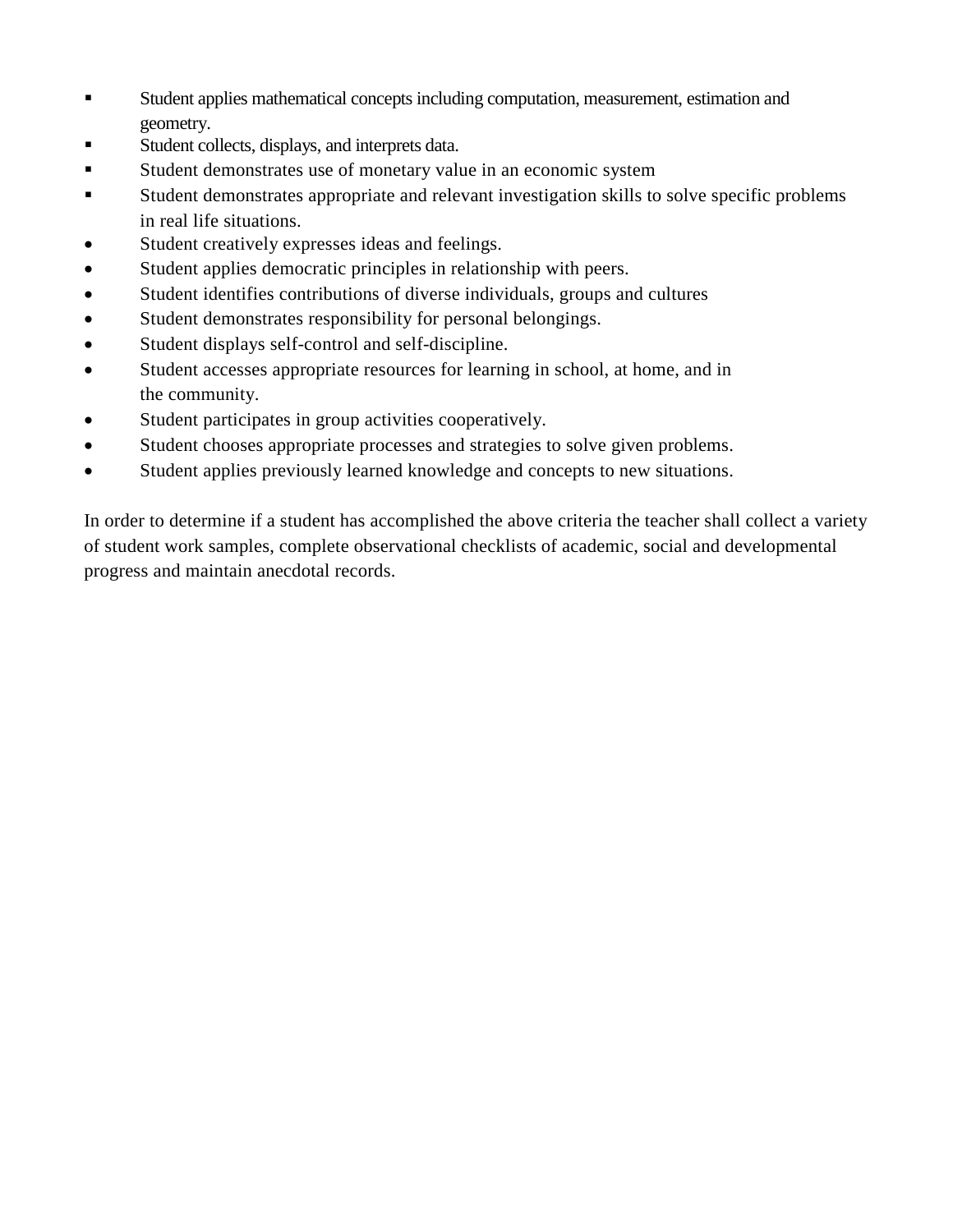- Student applies mathematical concepts including computation, measurement, estimation and geometry.
- Student collects, displays, and interprets data.
- Student demonstrates use of monetary value in an economic system
- Student demonstrates appropriate and relevant investigation skills to solve specific problems in real life situations.
- Student creatively expresses ideas and feelings.
- Student applies democratic principles in relationship with peers.
- Student identifies contributions of diverse individuals, groups and cultures
- Student demonstrates responsibility for personal belongings.
- Student displays self-control and self-discipline.
- Student accesses appropriate resources for learning in school, at home, and in the community.
- Student participates in group activities cooperatively.
- Student chooses appropriate processes and strategies to solve given problems.
- Student applies previously learned knowledge and concepts to new situations.

In order to determine if a student has accomplished the above criteria the teacher shall collect a variety of student work samples, complete observational checklists of academic, social and developmental progress and maintain anecdotal records.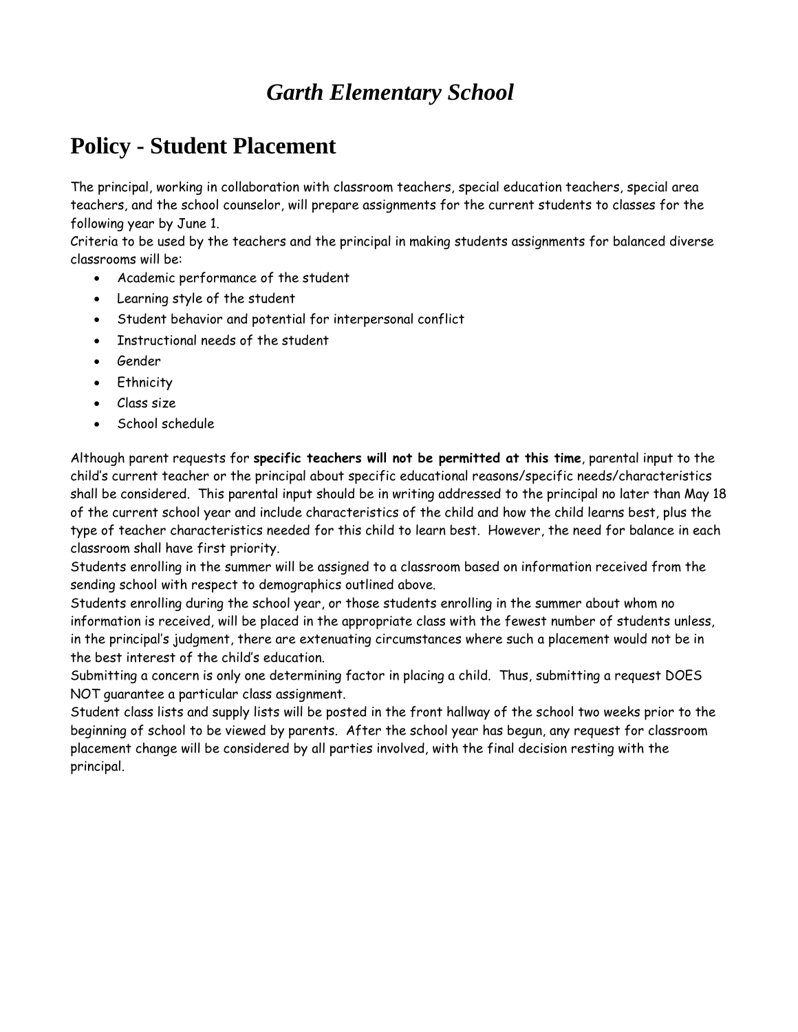# *Garth Elementary School*

## Policy - Student Placement

The principal, working in collaboration with classroom teachers, special education teachers, special area teachers, and the school counselor, will prepare assignments for the current students to classes for the following year by June 1.

Criteria to be used by the teachers and the principal in making students assignments for balanced diverse classrooms will be:

- Academic performance of the student
- Learning style of the student
- Student behavior and potential for interpersonal conflict
- Instructional needs of the student
- Gender
- Ethnicity
- Class size
- School schedule

Although parent requests for **specific teachers will not be permitted at this time**, parental input to the child's current teacher or the principal about specific educational reasons/specific needs/characteristics shall be considered. This parental input should be in writing addressed to the principal no later than May 18 of the current school year and include characteristics of the child and how the child learns best, plus the type of teacher characteristics needed for this child to learn best. However, the need for balance in each classroom shall have first priority.

Students enrolling in the summer will be assigned to a classroom based on information received from the sending school with respect to demographics outlined above.

Students enrolling during the school year, or those students enrolling in the summer about whom no information is received, will be placed in the appropriate class with the fewest number of students unless, in the principal's judgment, there are extenuating circumstances where such a placement would not be in the best interest of the child's education.

Submitting a concern is only one determining factor in placing a child. Thus, submitting a request DOES NOT guarantee a particular class assignment.

Student class lists and supply lists will be posted in the front hallway of the school two weeks prior to the beginning of school to be viewed by parents. After the school year has begun, any request for classroom placement change will be considered by all parties involved, with the final decision resting with the principal.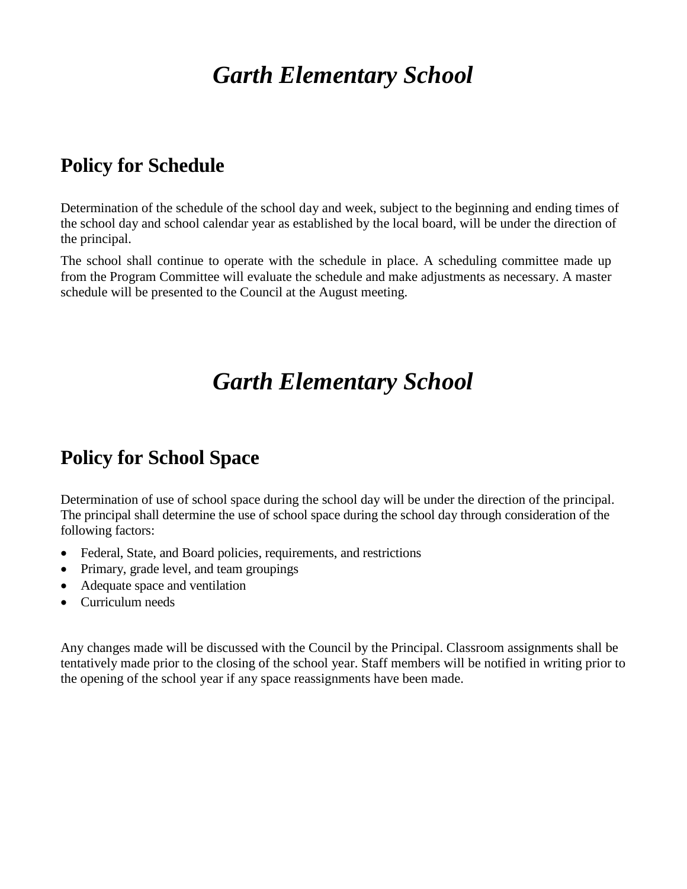# *Garth Elementary School*

## Policy for Schedule

Determination of the schedule of the school day and week, subject to the beginning and ending times of the school day and school calendar year as established by the local board, will be under the direction of the principal.

The school shall continue to operate with the schedule in place. A scheduling committee made up from the Program Committee will evaluate the schedule and make adjustments as necessary. A master schedule will be presented to the Council at the August meeting.

# *Garth Elementary School*

## Policy for School Space

Determination of use of school space during the school day will be under the direction of the principal. The principal shall determine the use of school space during the school day through consideration of the following factors:

- Federal, State, and Board policies, requirements, and restrictions
- Primary, grade level, and team groupings
- Adequate space and ventilation
- Curriculum needs

Any changes made will be discussed with the Council by the Principal. Classroom assignments shall be tentatively made prior to the closing of the school year. Staff members will be notified in writing prior to the opening of the school year if any space reassignments have been made.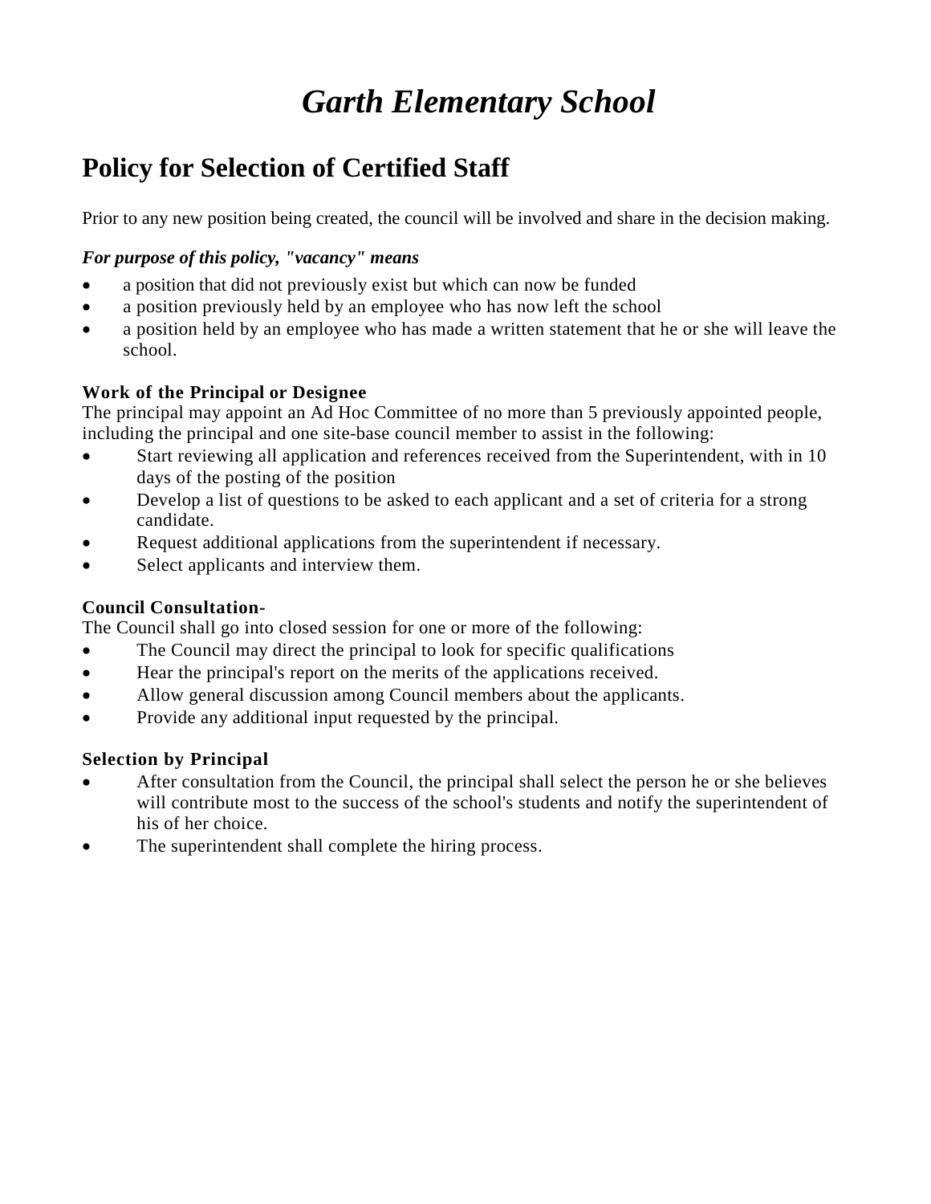# *Garth Elementary School*

## Policy for Selection of Certified Staff

Prior to any new position being created, the council will be involved and share in the decision making.

***For purpose of this policy, "vacancy" means***

- a position that did not previously exist but which can now be funded
- a position previously held by an employee who has now left the school
- a position held by an employee who has made a written statement that he or she will leave the school.

**Work of the Principal or Designee**
The principal may appoint an Ad Hoc Committee of no more than 5 previously appointed people, including the principal and one site-base council member to assist in the following:

- Start reviewing all application and references received from the Superintendent, with in 10 days of the posting of the position
- Develop a list of questions to be asked to each applicant and a set of criteria for a strong candidate.
- Request additional applications from the superintendent if necessary.
- Select applicants and interview them.

**Council Consultation-**
The Council shall go into closed session for one or more of the following:

- The Council may direct the principal to look for specific qualifications
- Hear the principal's report on the merits of the applications received.
- Allow general discussion among Council members about the applicants.
- Provide any additional input requested by the principal.

**Selection by Principal**

- After consultation from the Council, the principal shall select the person he or she believes will contribute most to the success of the school's students and notify the superintendent of his of her choice.
- The superintendent shall complete the hiring process.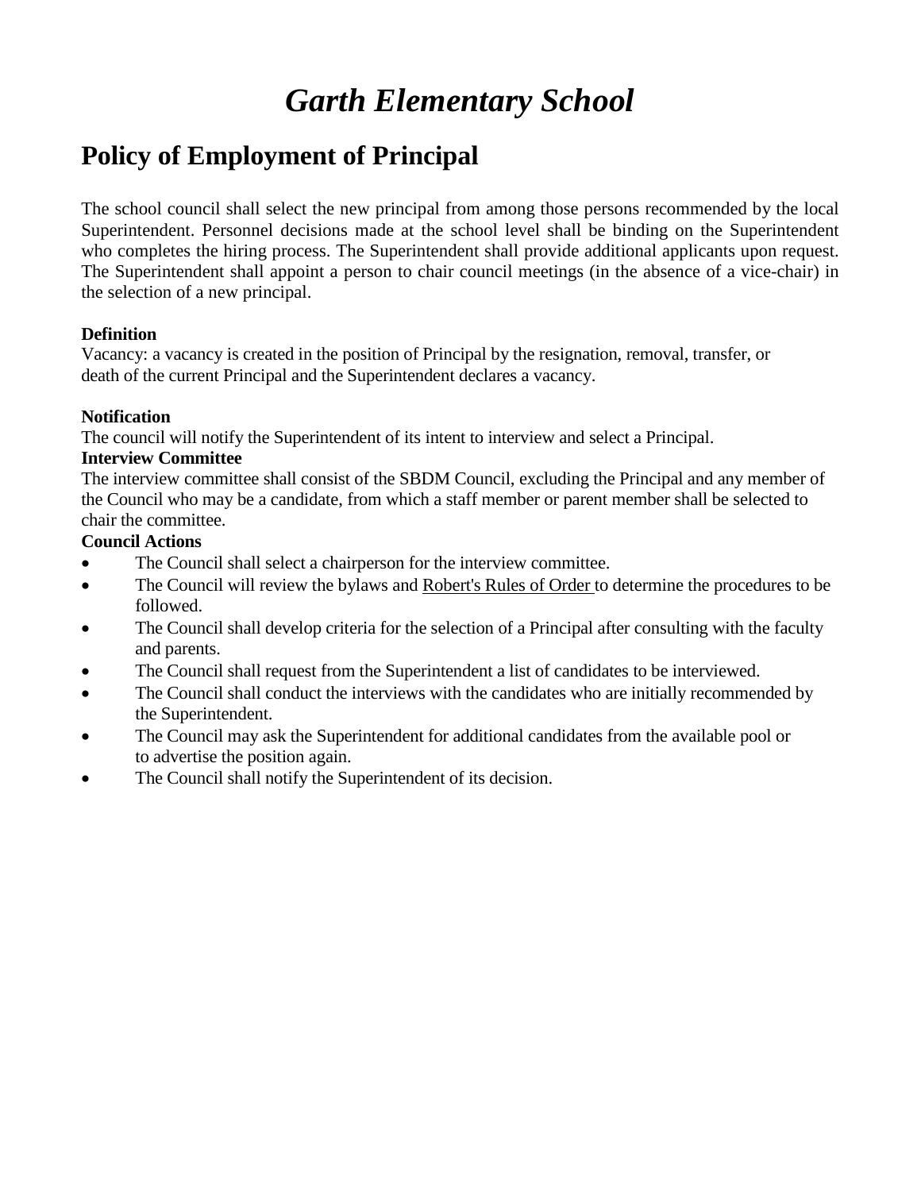# *Garth Elementary School*

## Policy of Employment of Principal

The school council shall select the new principal from among those persons recommended by the local Superintendent. Personnel decisions made at the school level shall be binding on the Superintendent who completes the hiring process. The Superintendent shall provide additional applicants upon request. The Superintendent shall appoint a person to chair council meetings (in the absence of a vice-chair) in the selection of a new principal.

**Definition**

Vacancy: a vacancy is created in the position of Principal by the resignation, removal, transfer, or death of the current Principal and the Superintendent declares a vacancy.

**Notification**

The council will notify the Superintendent of its intent to interview and select a Principal.

**Interview Committee**

The interview committee shall consist of the SBDM Council, excluding the Principal and any member of the Council who may be a candidate, from which a staff member or parent member shall be selected to chair the committee.

**Council Actions**

- The Council shall select a chairperson for the interview committee.
- The Council will review the bylaws and Robert's Rules of Order to determine the procedures to be followed.
- The Council shall develop criteria for the selection of a Principal after consulting with the faculty and parents.
- The Council shall request from the Superintendent a list of candidates to be interviewed.
- The Council shall conduct the interviews with the candidates who are initially recommended by the Superintendent.
- The Council may ask the Superintendent for additional candidates from the available pool or to advertise the position again.
- The Council shall notify the Superintendent of its decision.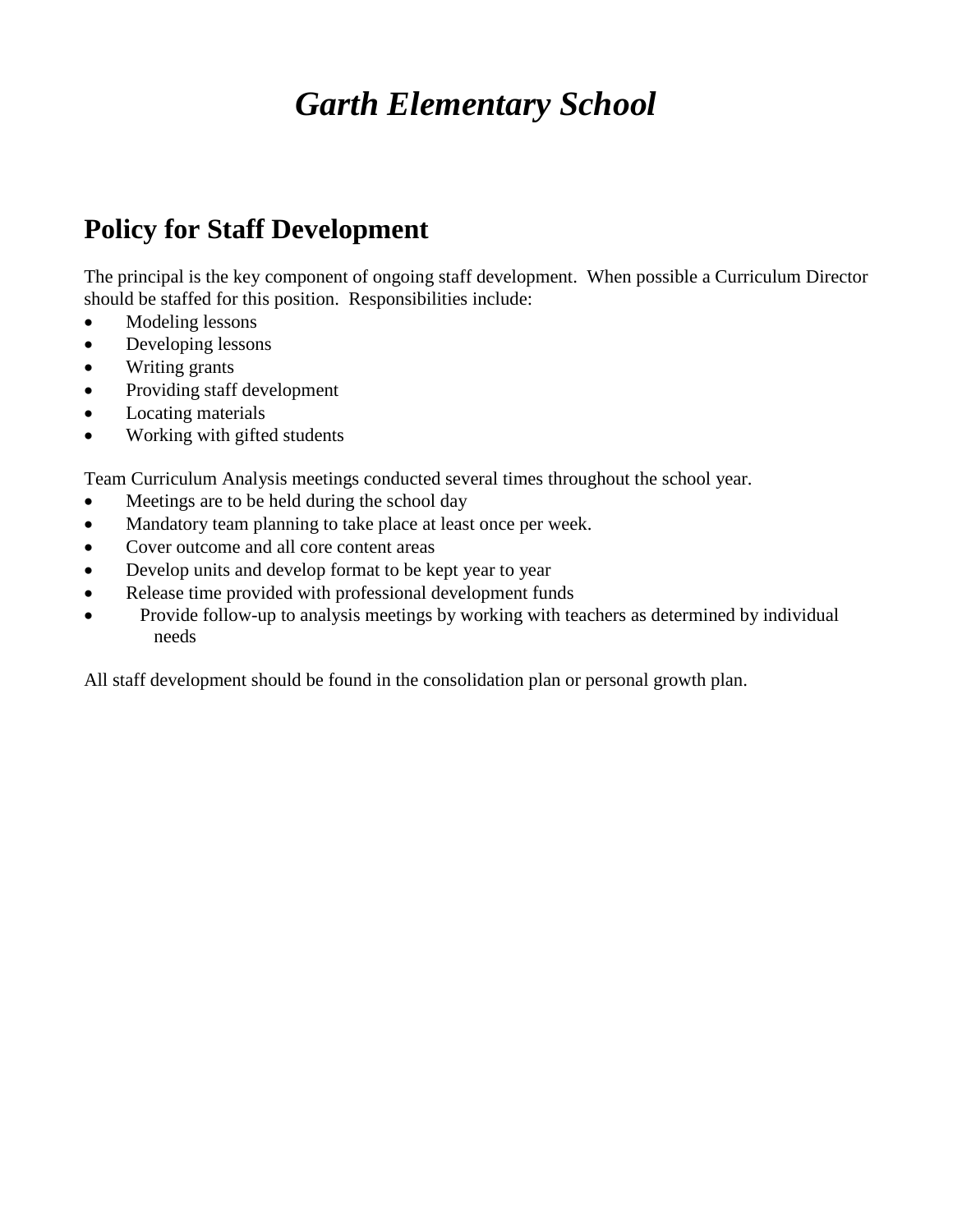# *Garth Elementary School*

## Policy for Staff Development

The principal is the key component of ongoing staff development. When possible a Curriculum Director should be staffed for this position. Responsibilities include:

- Modeling lessons
- Developing lessons
- Writing grants
- Providing staff development
- Locating materials
- Working with gifted students

Team Curriculum Analysis meetings conducted several times throughout the school year.

- Meetings are to be held during the school day
- Mandatory team planning to take place at least once per week.
- Cover outcome and all core content areas
- Develop units and develop format to be kept year to year
- Release time provided with professional development funds
- Provide follow-up to analysis meetings by working with teachers as determined by individual needs

All staff development should be found in the consolidation plan or personal growth plan.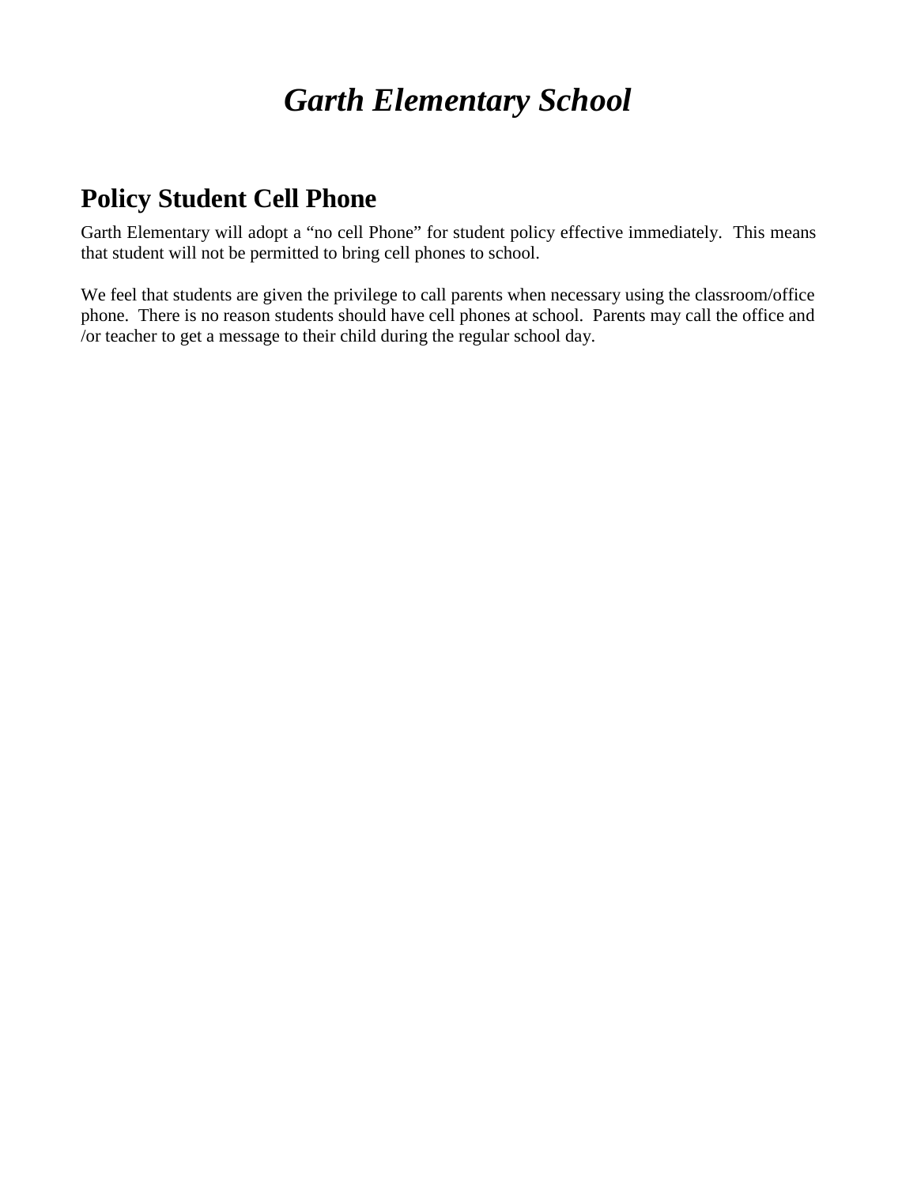# *Garth Elementary School*

## Policy Student Cell Phone

Garth Elementary will adopt a "no cell Phone" for student policy effective immediately.  This means that student will not be permitted to bring cell phones to school.

We feel that students are given the privilege to call parents when necessary using the classroom/office phone.  There is no reason students should have cell phones at school.  Parents may call the office and /or teacher to get a message to their child during the regular school day.